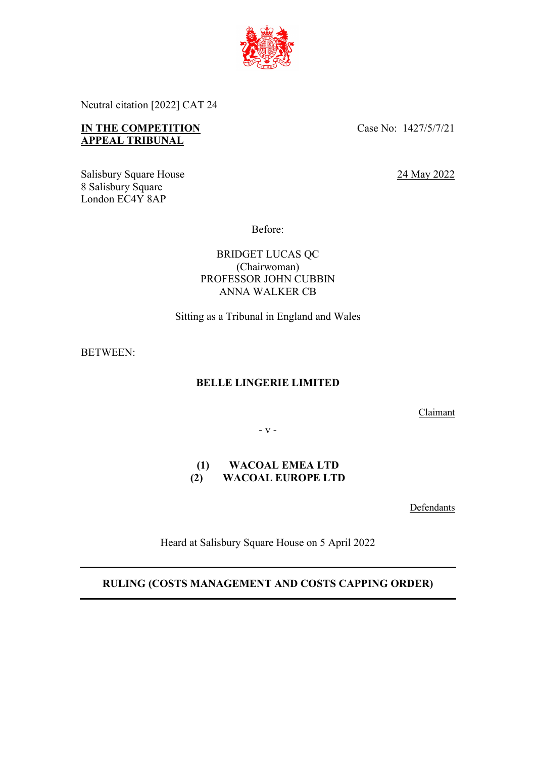Neutral citation [2022] CAT 24

**IN THE COMPETITION APPEAL TRIBUNAL**

Case No: 1427/5/7/21

Salisbury Square House
8 Salisbury Square
London EC4Y 8AP

24 May 2022

Before:

BRIDGET LUCAS QC
(Chairwoman)
PROFESSOR JOHN CUBBIN
ANNA WALKER CB

Sitting as a Tribunal in England and Wales

BETWEEN:

**BELLE LINGERIE LIMITED**

Claimant

- v -

**(1) WACOAL EMEA LTD**
**(2) WACOAL EUROPE LTD**

Defendants

Heard at Salisbury Square House on 5 April 2022

---

**RULING (COSTS MANAGEMENT AND COSTS CAPPING ORDER)**

---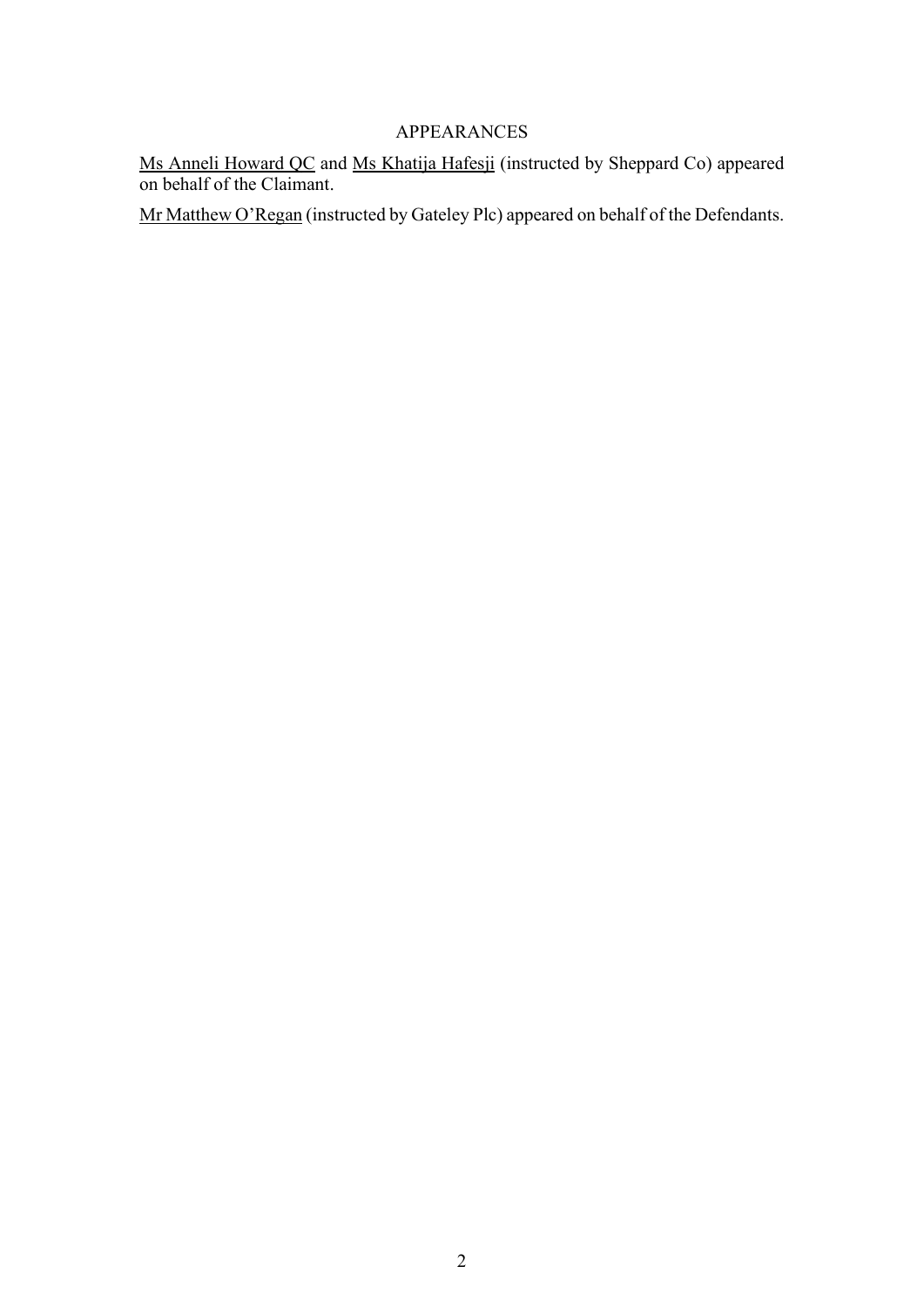APPEARANCES

Ms Anneli Howard QC and Ms Khatija Hafesji (instructed by Sheppard Co) appeared on behalf of the Claimant.

Mr Matthew O'Regan (instructed by Gateley Plc) appeared on behalf of the Defendants.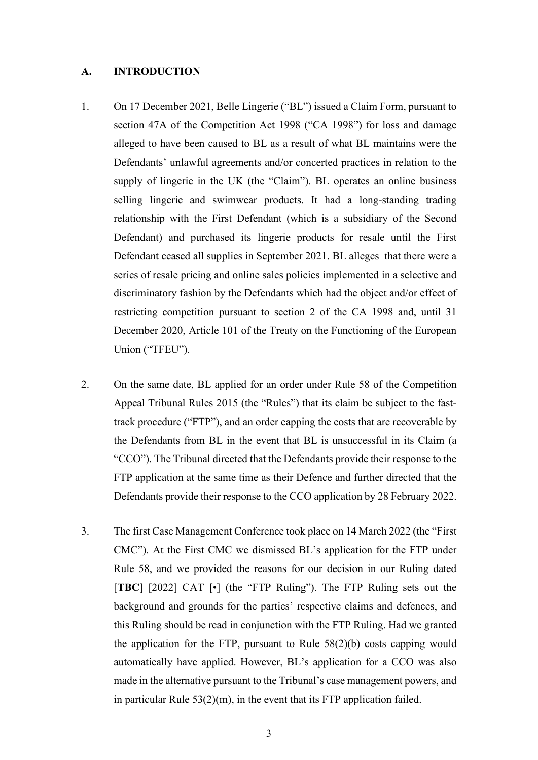## A. INTRODUCTION

1. On 17 December 2021, Belle Lingerie ("BL") issued a Claim Form, pursuant to section 47A of the Competition Act 1998 ("CA 1998") for loss and damage alleged to have been caused to BL as a result of what BL maintains were the Defendants' unlawful agreements and/or concerted practices in relation to the supply of lingerie in the UK (the "Claim"). BL operates an online business selling lingerie and swimwear products. It had a long-standing trading relationship with the First Defendant (which is a subsidiary of the Second Defendant) and purchased its lingerie products for resale until the First Defendant ceased all supplies in September 2021. BL alleges that there were a series of resale pricing and online sales policies implemented in a selective and discriminatory fashion by the Defendants which had the object and/or effect of restricting competition pursuant to section 2 of the CA 1998 and, until 31 December 2020, Article 101 of the Treaty on the Functioning of the European Union ("TFEU").

2. On the same date, BL applied for an order under Rule 58 of the Competition Appeal Tribunal Rules 2015 (the "Rules") that its claim be subject to the fast-track procedure ("FTP"), and an order capping the costs that are recoverable by the Defendants from BL in the event that BL is unsuccessful in its Claim (a "CCO"). The Tribunal directed that the Defendants provide their response to the FTP application at the same time as their Defence and further directed that the Defendants provide their response to the CCO application by 28 February 2022.

3. The first Case Management Conference took place on 14 March 2022 (the "First CMC"). At the First CMC we dismissed BL's application for the FTP under Rule 58, and we provided the reasons for our decision in our Ruling dated [**TBC**] [2022] CAT [•] (the "FTP Ruling"). The FTP Ruling sets out the background and grounds for the parties' respective claims and defences, and this Ruling should be read in conjunction with the FTP Ruling. Had we granted the application for the FTP, pursuant to Rule 58(2)(b) costs capping would automatically have applied. However, BL's application for a CCO was also made in the alternative pursuant to the Tribunal's case management powers, and in particular Rule 53(2)(m), in the event that its FTP application failed.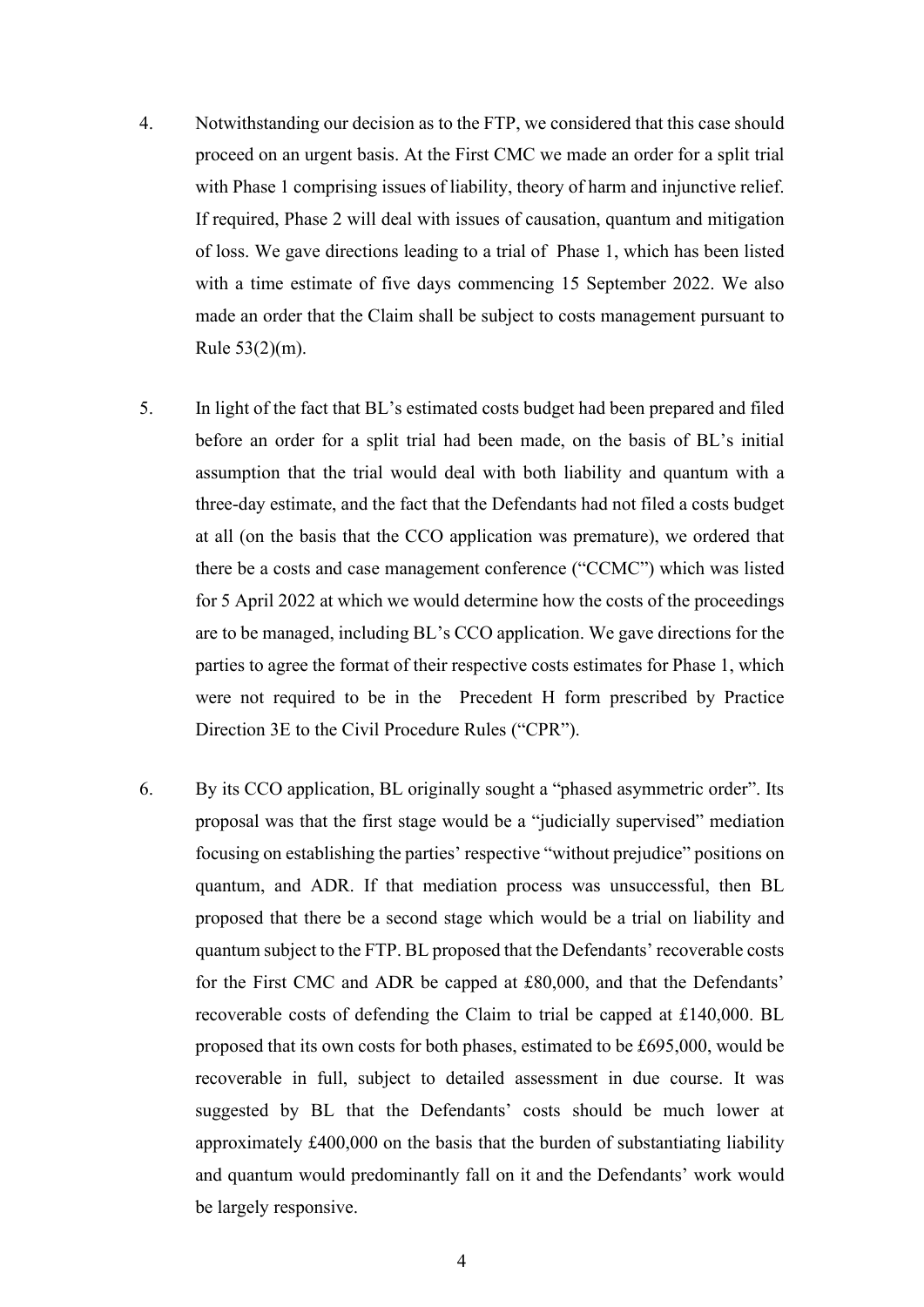4. Notwithstanding our decision as to the FTP, we considered that this case should proceed on an urgent basis. At the First CMC we made an order for a split trial with Phase 1 comprising issues of liability, theory of harm and injunctive relief. If required, Phase 2 will deal with issues of causation, quantum and mitigation of loss. We gave directions leading to a trial of Phase 1, which has been listed with a time estimate of five days commencing 15 September 2022. We also made an order that the Claim shall be subject to costs management pursuant to Rule 53(2)(m).

5. In light of the fact that BL's estimated costs budget had been prepared and filed before an order for a split trial had been made, on the basis of BL's initial assumption that the trial would deal with both liability and quantum with a three-day estimate, and the fact that the Defendants had not filed a costs budget at all (on the basis that the CCO application was premature), we ordered that there be a costs and case management conference ("CCMC") which was listed for 5 April 2022 at which we would determine how the costs of the proceedings are to be managed, including BL's CCO application. We gave directions for the parties to agree the format of their respective costs estimates for Phase 1, which were not required to be in the Precedent H form prescribed by Practice Direction 3E to the Civil Procedure Rules ("CPR").

6. By its CCO application, BL originally sought a "phased asymmetric order". Its proposal was that the first stage would be a "judicially supervised" mediation focusing on establishing the parties' respective "without prejudice" positions on quantum, and ADR. If that mediation process was unsuccessful, then BL proposed that there be a second stage which would be a trial on liability and quantum subject to the FTP. BL proposed that the Defendants' recoverable costs for the First CMC and ADR be capped at £80,000, and that the Defendants' recoverable costs of defending the Claim to trial be capped at £140,000. BL proposed that its own costs for both phases, estimated to be £695,000, would be recoverable in full, subject to detailed assessment in due course. It was suggested by BL that the Defendants' costs should be much lower at approximately £400,000 on the basis that the burden of substantiating liability and quantum would predominantly fall on it and the Defendants' work would be largely responsive.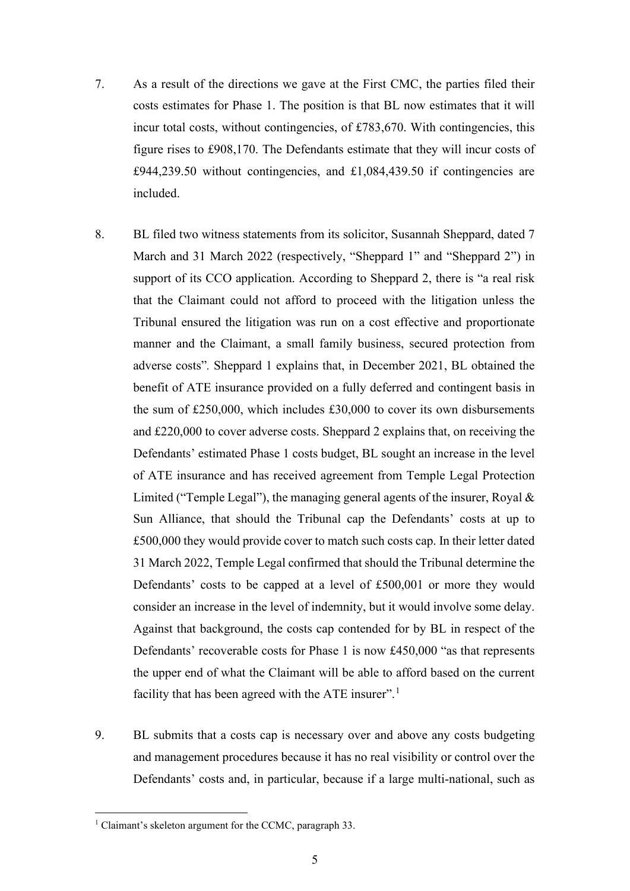7. As a result of the directions we gave at the First CMC, the parties filed their costs estimates for Phase 1. The position is that BL now estimates that it will incur total costs, without contingencies, of £783,670. With contingencies, this figure rises to £908,170. The Defendants estimate that they will incur costs of £944,239.50 without contingencies, and £1,084,439.50 if contingencies are included.

8. BL filed two witness statements from its solicitor, Susannah Sheppard, dated 7 March and 31 March 2022 (respectively, "Sheppard 1" and "Sheppard 2") in support of its CCO application. According to Sheppard 2, there is "a real risk that the Claimant could not afford to proceed with the litigation unless the Tribunal ensured the litigation was run on a cost effective and proportionate manner and the Claimant, a small family business, secured protection from adverse costs"*.* Sheppard 1 explains that, in December 2021, BL obtained the benefit of ATE insurance provided on a fully deferred and contingent basis in the sum of £250,000, which includes £30,000 to cover its own disbursements and £220,000 to cover adverse costs. Sheppard 2 explains that, on receiving the Defendants' estimated Phase 1 costs budget, BL sought an increase in the level of ATE insurance and has received agreement from Temple Legal Protection Limited ("Temple Legal"), the managing general agents of the insurer, Royal & Sun Alliance, that should the Tribunal cap the Defendants' costs at up to £500,000 they would provide cover to match such costs cap. In their letter dated 31 March 2022, Temple Legal confirmed that should the Tribunal determine the Defendants' costs to be capped at a level of £500,001 or more they would consider an increase in the level of indemnity, but it would involve some delay. Against that background, the costs cap contended for by BL in respect of the Defendants' recoverable costs for Phase 1 is now £450,000 "as that represents the upper end of what the Claimant will be able to afford based on the current facility that has been agreed with the ATE insurer".[1]

9. BL submits that a costs cap is necessary over and above any costs budgeting and management procedures because it has no real visibility or control over the Defendants' costs and, in particular, because if a large multi-national, such as

[1] Claimant's skeleton argument for the CCMC, paragraph 33.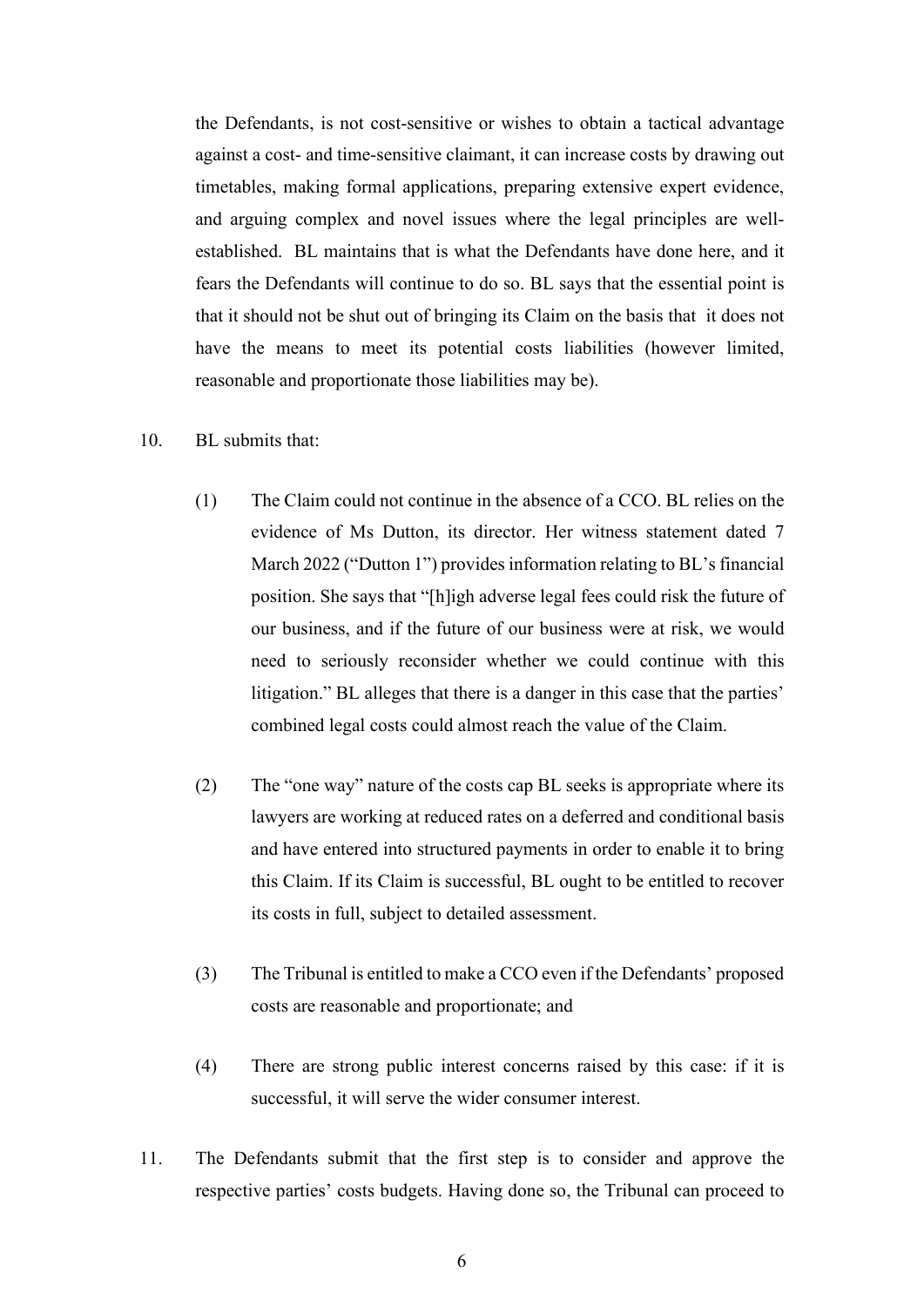the Defendants, is not cost-sensitive or wishes to obtain a tactical advantage against a cost- and time-sensitive claimant, it can increase costs by drawing out timetables, making formal applications, preparing extensive expert evidence, and arguing complex and novel issues where the legal principles are well-established. BL maintains that is what the Defendants have done here, and it fears the Defendants will continue to do so. BL says that the essential point is that it should not be shut out of bringing its Claim on the basis that it does not have the means to meet its potential costs liabilities (however limited, reasonable and proportionate those liabilities may be).

10. BL submits that:

    (1) The Claim could not continue in the absence of a CCO. BL relies on the evidence of Ms Dutton, its director. Her witness statement dated 7 March 2022 ("Dutton 1") provides information relating to BL's financial position. She says that "[h]igh adverse legal fees could risk the future of our business, and if the future of our business were at risk, we would need to seriously reconsider whether we could continue with this litigation." BL alleges that there is a danger in this case that the parties' combined legal costs could almost reach the value of the Claim.

    (2) The "one way" nature of the costs cap BL seeks is appropriate where its lawyers are working at reduced rates on a deferred and conditional basis and have entered into structured payments in order to enable it to bring this Claim. If its Claim is successful, BL ought to be entitled to recover its costs in full, subject to detailed assessment.

    (3) The Tribunal is entitled to make a CCO even if the Defendants' proposed costs are reasonable and proportionate; and

    (4) There are strong public interest concerns raised by this case: if it is successful, it will serve the wider consumer interest.

11. The Defendants submit that the first step is to consider and approve the respective parties' costs budgets. Having done so, the Tribunal can proceed to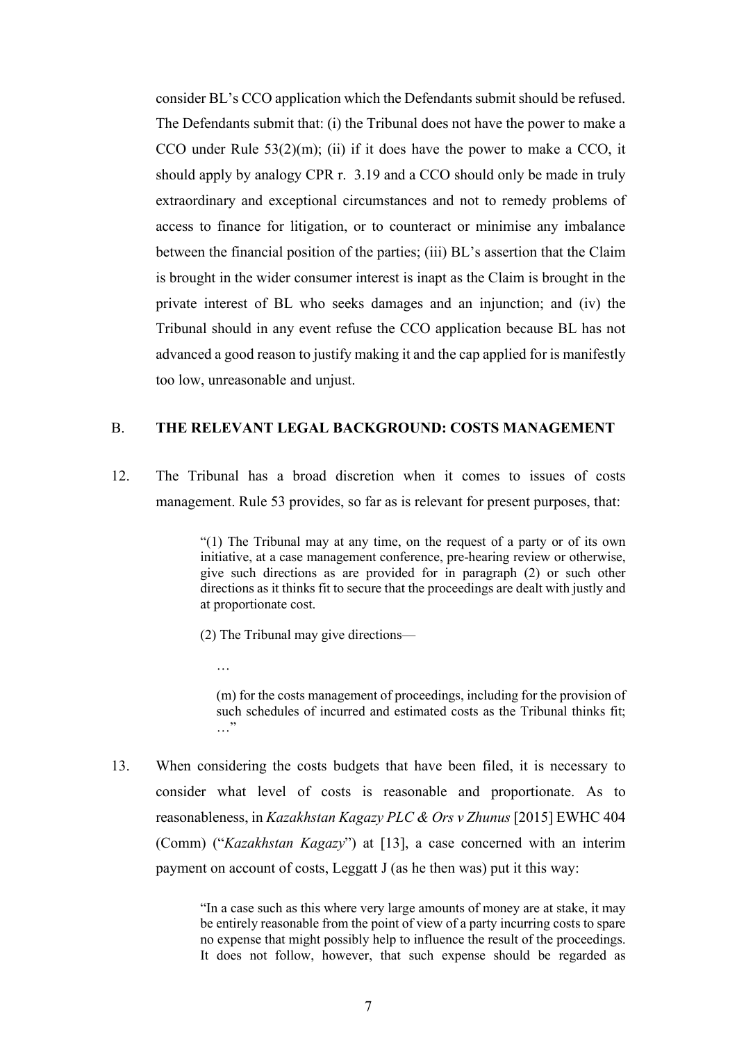consider BL's CCO application which the Defendants submit should be refused. The Defendants submit that: (i) the Tribunal does not have the power to make a CCO under Rule 53(2)(m); (ii) if it does have the power to make a CCO, it should apply by analogy CPR r. 3.19 and a CCO should only be made in truly extraordinary and exceptional circumstances and not to remedy problems of access to finance for litigation, or to counteract or minimise any imbalance between the financial position of the parties; (iii) BL's assertion that the Claim is brought in the wider consumer interest is inapt as the Claim is brought in the private interest of BL who seeks damages and an injunction; and (iv) the Tribunal should in any event refuse the CCO application because BL has not advanced a good reason to justify making it and the cap applied for is manifestly too low, unreasonable and unjust.

## B. THE RELEVANT LEGAL BACKGROUND: COSTS MANAGEMENT

12. The Tribunal has a broad discretion when it comes to issues of costs management. Rule 53 provides, so far as is relevant for present purposes, that:

> "(1) The Tribunal may at any time, on the request of a party or of its own initiative, at a case management conference, pre-hearing review or otherwise, give such directions as are provided for in paragraph (2) or such other directions as it thinks fit to secure that the proceedings are dealt with justly and at proportionate cost.
>
> (2) The Tribunal may give directions—
>
> …
>
> (m) for the costs management of proceedings, including for the provision of such schedules of incurred and estimated costs as the Tribunal thinks fit; …"

13. When considering the costs budgets that have been filed, it is necessary to consider what level of costs is reasonable and proportionate. As to reasonableness, in *Kazakhstan Kagazy PLC & Ors v Zhunus* [2015] EWHC 404 (Comm) ("*Kazakhstan Kagazy*") at [13], a case concerned with an interim payment on account of costs, Leggatt J (as he then was) put it this way:

> "In a case such as this where very large amounts of money are at stake, it may be entirely reasonable from the point of view of a party incurring costs to spare no expense that might possibly help to influence the result of the proceedings. It does not follow, however, that such expense should be regarded as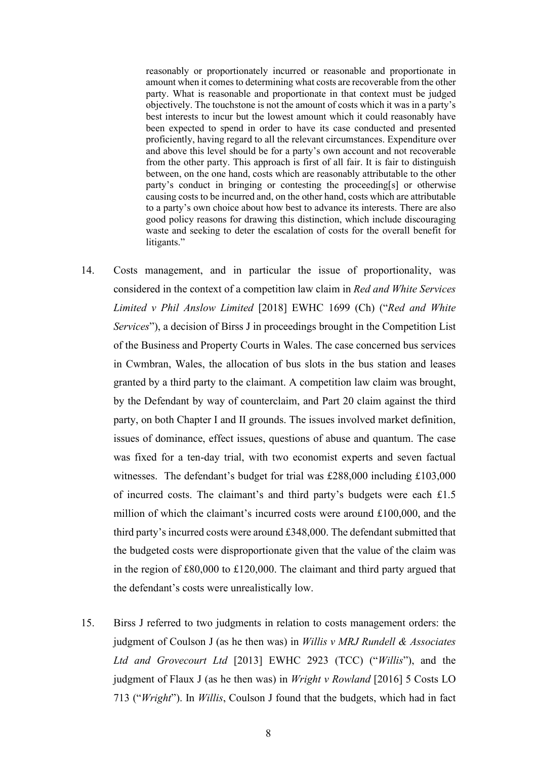> reasonably or proportionately incurred or reasonable and proportionate in amount when it comes to determining what costs are recoverable from the other party. What is reasonable and proportionate in that context must be judged objectively. The touchstone is not the amount of costs which it was in a party's best interests to incur but the lowest amount which it could reasonably have been expected to spend in order to have its case conducted and presented proficiently, having regard to all the relevant circumstances. Expenditure over and above this level should be for a party's own account and not recoverable from the other party. This approach is first of all fair. It is fair to distinguish between, on the one hand, costs which are reasonably attributable to the other party's conduct in bringing or contesting the proceeding[s] or otherwise causing costs to be incurred and, on the other hand, costs which are attributable to a party's own choice about how best to advance its interests. There are also good policy reasons for drawing this distinction, which include discouraging waste and seeking to deter the escalation of costs for the overall benefit for litigants."

14. Costs management, and in particular the issue of proportionality, was considered in the context of a competition law claim in *Red and White Services Limited v Phil Anslow Limited* [2018] EWHC 1699 (Ch) ("*Red and White Services*"), a decision of Birss J in proceedings brought in the Competition List of the Business and Property Courts in Wales. The case concerned bus services in Cwmbran, Wales, the allocation of bus slots in the bus station and leases granted by a third party to the claimant. A competition law claim was brought, by the Defendant by way of counterclaim, and Part 20 claim against the third party, on both Chapter I and II grounds. The issues involved market definition, issues of dominance, effect issues, questions of abuse and quantum. The case was fixed for a ten-day trial, with two economist experts and seven factual witnesses. The defendant's budget for trial was £288,000 including £103,000 of incurred costs. The claimant's and third party's budgets were each £1.5 million of which the claimant's incurred costs were around £100,000, and the third party's incurred costs were around £348,000. The defendant submitted that the budgeted costs were disproportionate given that the value of the claim was in the region of £80,000 to £120,000. The claimant and third party argued that the defendant's costs were unrealistically low.

15. Birss J referred to two judgments in relation to costs management orders: the judgment of Coulson J (as he then was) in *Willis v MRJ Rundell & Associates Ltd and Grovecourt Ltd* [2013] EWHC 2923 (TCC) ("*Willis*"), and the judgment of Flaux J (as he then was) in *Wright v Rowland* [2016] 5 Costs LO 713 ("*Wright*"). In *Willis*, Coulson J found that the budgets, which had in fact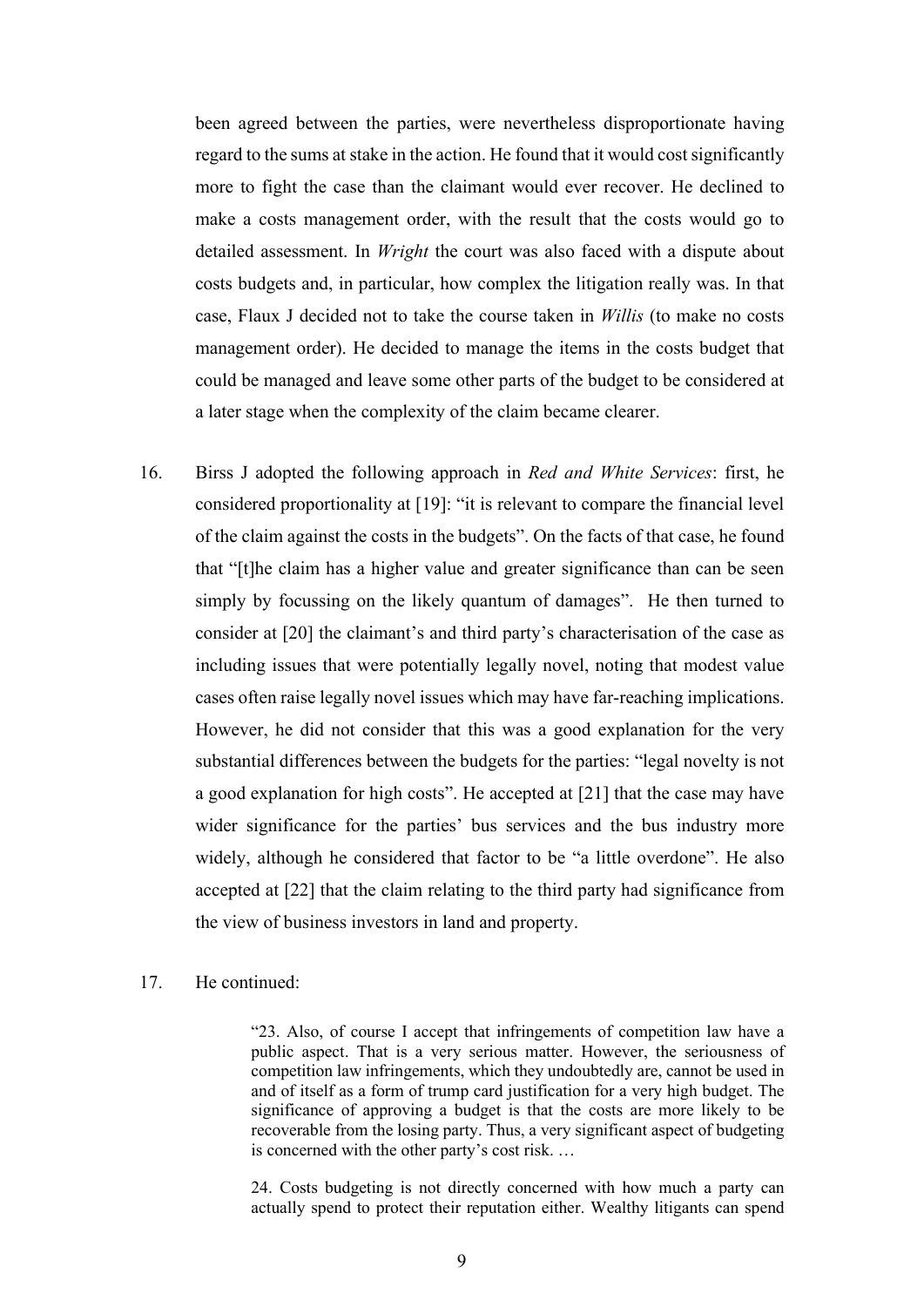been agreed between the parties, were nevertheless disproportionate having regard to the sums at stake in the action. He found that it would cost significantly more to fight the case than the claimant would ever recover. He declined to make a costs management order, with the result that the costs would go to detailed assessment. In *Wright* the court was also faced with a dispute about costs budgets and, in particular, how complex the litigation really was. In that case, Flaux J decided not to take the course taken in *Willis* (to make no costs management order). He decided to manage the items in the costs budget that could be managed and leave some other parts of the budget to be considered at a later stage when the complexity of the claim became clearer.

16. Birss J adopted the following approach in *Red and White Services*: first, he considered proportionality at [19]: "it is relevant to compare the financial level of the claim against the costs in the budgets". On the facts of that case, he found that "[t]he claim has a higher value and greater significance than can be seen simply by focussing on the likely quantum of damages". He then turned to consider at [20] the claimant's and third party's characterisation of the case as including issues that were potentially legally novel, noting that modest value cases often raise legally novel issues which may have far-reaching implications. However, he did not consider that this was a good explanation for the very substantial differences between the budgets for the parties: "legal novelty is not a good explanation for high costs". He accepted at [21] that the case may have wider significance for the parties' bus services and the bus industry more widely, although he considered that factor to be "a little overdone". He also accepted at [22] that the claim relating to the third party had significance from the view of business investors in land and property.

17. He continued:

> "23. Also, of course I accept that infringements of competition law have a public aspect. That is a very serious matter. However, the seriousness of competition law infringements, which they undoubtedly are, cannot be used in and of itself as a form of trump card justification for a very high budget. The significance of approving a budget is that the costs are more likely to be recoverable from the losing party. Thus, a very significant aspect of budgeting is concerned with the other party's cost risk. …
>
> 24. Costs budgeting is not directly concerned with how much a party can actually spend to protect their reputation either. Wealthy litigants can spend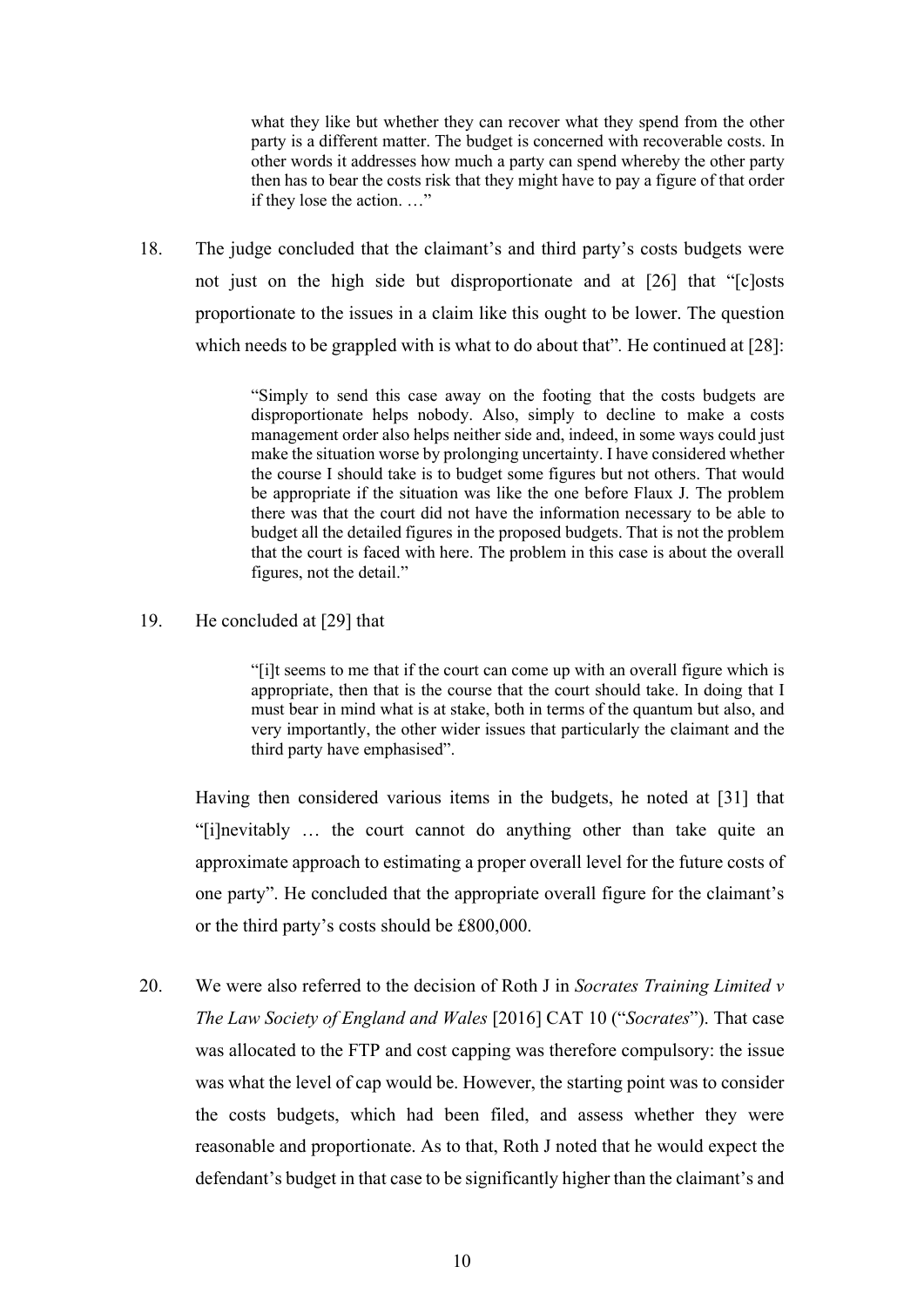> what they like but whether they can recover what they spend from the other party is a different matter. The budget is concerned with recoverable costs. In other words it addresses how much a party can spend whereby the other party then has to bear the costs risk that they might have to pay a figure of that order if they lose the action. …"

18. The judge concluded that the claimant's and third party's costs budgets were not just on the high side but disproportionate and at [26] that "[c]osts proportionate to the issues in a claim like this ought to be lower. The question which needs to be grappled with is what to do about that". He continued at [28]:

> "Simply to send this case away on the footing that the costs budgets are disproportionate helps nobody. Also, simply to decline to make a costs management order also helps neither side and, indeed, in some ways could just make the situation worse by prolonging uncertainty. I have considered whether the course I should take is to budget some figures but not others. That would be appropriate if the situation was like the one before Flaux J. The problem there was that the court did not have the information necessary to be able to budget all the detailed figures in the proposed budgets. That is not the problem that the court is faced with here. The problem in this case is about the overall figures, not the detail."

19. He concluded at [29] that

> "[i]t seems to me that if the court can come up with an overall figure which is appropriate, then that is the course that the court should take. In doing that I must bear in mind what is at stake, both in terms of the quantum but also, and very importantly, the other wider issues that particularly the claimant and the third party have emphasised".

Having then considered various items in the budgets, he noted at [31] that "[i]nevitably … the court cannot do anything other than take quite an approximate approach to estimating a proper overall level for the future costs of one party". He concluded that the appropriate overall figure for the claimant's or the third party's costs should be £800,000.

20. We were also referred to the decision of Roth J in *Socrates Training Limited v The Law Society of England and Wales* [2016] CAT 10 ("*Socrates*"). That case was allocated to the FTP and cost capping was therefore compulsory: the issue was what the level of cap would be. However, the starting point was to consider the costs budgets, which had been filed, and assess whether they were reasonable and proportionate. As to that, Roth J noted that he would expect the defendant's budget in that case to be significantly higher than the claimant's and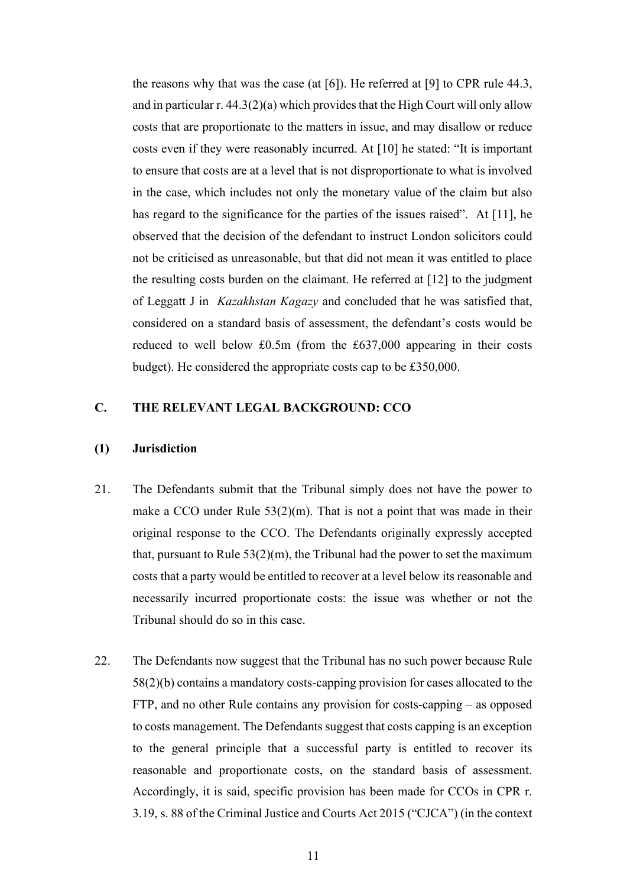the reasons why that was the case (at [6]). He referred at [9] to CPR rule 44.3, and in particular r. 44.3(2)(a) which provides that the High Court will only allow costs that are proportionate to the matters in issue, and may disallow or reduce costs even if they were reasonably incurred. At [10] he stated: "It is important to ensure that costs are at a level that is not disproportionate to what is involved in the case, which includes not only the monetary value of the claim but also has regard to the significance for the parties of the issues raised". At [11], he observed that the decision of the defendant to instruct London solicitors could not be criticised as unreasonable, but that did not mean it was entitled to place the resulting costs burden on the claimant. He referred at [12] to the judgment of Leggatt J in *Kazakhstan Kagazy* and concluded that he was satisfied that, considered on a standard basis of assessment, the defendant's costs would be reduced to well below £0.5m (from the £637,000 appearing in their costs budget). He considered the appropriate costs cap to be £350,000.

## C. THE RELEVANT LEGAL BACKGROUND: CCO

### (1) Jurisdiction

21. The Defendants submit that the Tribunal simply does not have the power to make a CCO under Rule 53(2)(m). That is not a point that was made in their original response to the CCO. The Defendants originally expressly accepted that, pursuant to Rule 53(2)(m), the Tribunal had the power to set the maximum costs that a party would be entitled to recover at a level below its reasonable and necessarily incurred proportionate costs: the issue was whether or not the Tribunal should do so in this case.

22. The Defendants now suggest that the Tribunal has no such power because Rule 58(2)(b) contains a mandatory costs-capping provision for cases allocated to the FTP, and no other Rule contains any provision for costs-capping – as opposed to costs management. The Defendants suggest that costs capping is an exception to the general principle that a successful party is entitled to recover its reasonable and proportionate costs, on the standard basis of assessment. Accordingly, it is said, specific provision has been made for CCOs in CPR r. 3.19, s. 88 of the Criminal Justice and Courts Act 2015 ("CJCA") (in the context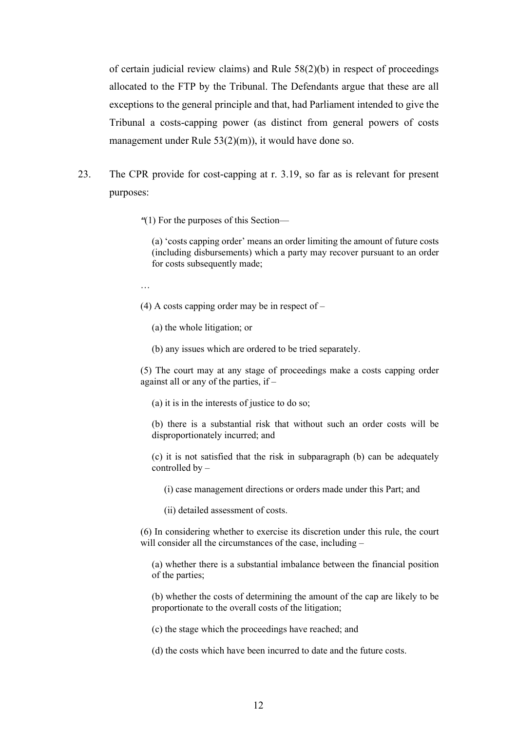of certain judicial review claims) and Rule 58(2)(b) in respect of proceedings allocated to the FTP by the Tribunal. The Defendants argue that these are all exceptions to the general principle and that, had Parliament intended to give the Tribunal a costs-capping power (as distinct from general powers of costs management under Rule 53(2)(m)), it would have done so.

23. The CPR provide for cost-capping at r. 3.19, so far as is relevant for present purposes:

> "(1) For the purposes of this Section—
>
> (a) 'costs capping order' means an order limiting the amount of future costs (including disbursements) which a party may recover pursuant to an order for costs subsequently made;
>
> …
>
> (4) A costs capping order may be in respect of –
>
> (a) the whole litigation; or
>
> (b) any issues which are ordered to be tried separately.
>
> (5) The court may at any stage of proceedings make a costs capping order against all or any of the parties, if –
>
> (a) it is in the interests of justice to do so;
>
> (b) there is a substantial risk that without such an order costs will be disproportionately incurred; and
>
> (c) it is not satisfied that the risk in subparagraph (b) can be adequately controlled by –
>
> (i) case management directions or orders made under this Part; and
>
> (ii) detailed assessment of costs.
>
> (6) In considering whether to exercise its discretion under this rule, the court will consider all the circumstances of the case, including –
>
> (a) whether there is a substantial imbalance between the financial position of the parties;
>
> (b) whether the costs of determining the amount of the cap are likely to be proportionate to the overall costs of the litigation;
>
> (c) the stage which the proceedings have reached; and
>
> (d) the costs which have been incurred to date and the future costs.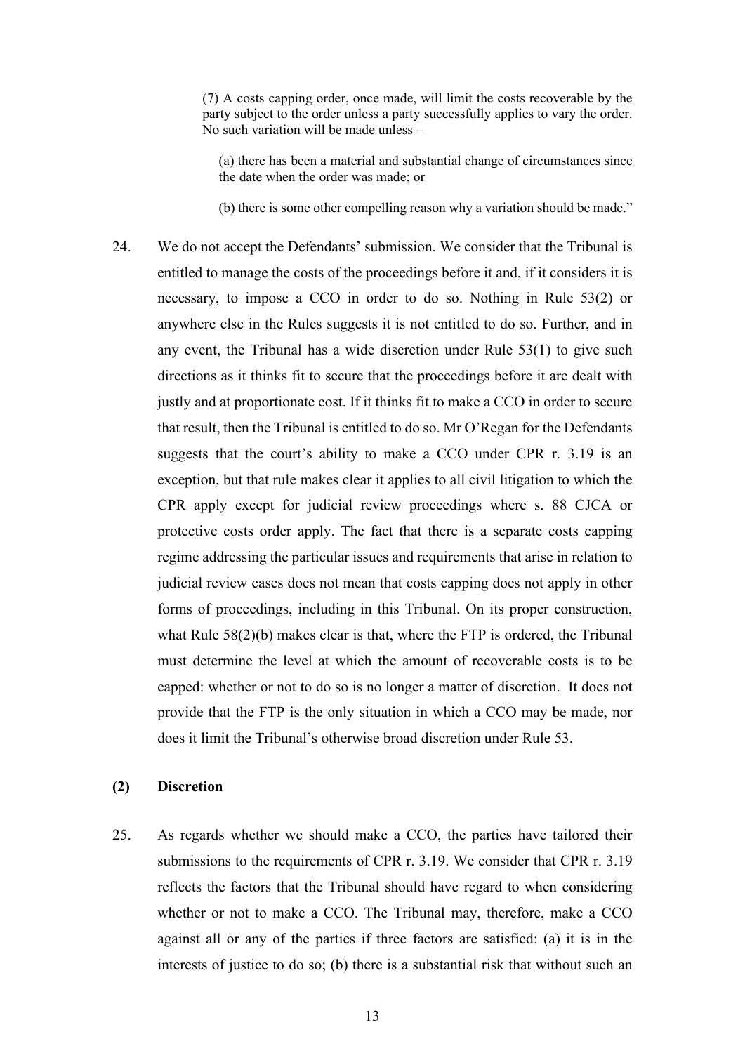> (7) A costs capping order, once made, will limit the costs recoverable by the party subject to the order unless a party successfully applies to vary the order. No such variation will be made unless –
>
> (a) there has been a material and substantial change of circumstances since the date when the order was made; or
>
> (b) there is some other compelling reason why a variation should be made."

24. We do not accept the Defendants' submission. We consider that the Tribunal is entitled to manage the costs of the proceedings before it and, if it considers it is necessary, to impose a CCO in order to do so. Nothing in Rule 53(2) or anywhere else in the Rules suggests it is not entitled to do so. Further, and in any event, the Tribunal has a wide discretion under Rule 53(1) to give such directions as it thinks fit to secure that the proceedings before it are dealt with justly and at proportionate cost. If it thinks fit to make a CCO in order to secure that result, then the Tribunal is entitled to do so. Mr O'Regan for the Defendants suggests that the court's ability to make a CCO under CPR r. 3.19 is an exception, but that rule makes clear it applies to all civil litigation to which the CPR apply except for judicial review proceedings where s. 88 CJCA or protective costs order apply. The fact that there is a separate costs capping regime addressing the particular issues and requirements that arise in relation to judicial review cases does not mean that costs capping does not apply in other forms of proceedings, including in this Tribunal. On its proper construction, what Rule 58(2)(b) makes clear is that, where the FTP is ordered, the Tribunal must determine the level at which the amount of recoverable costs is to be capped: whether or not to do so is no longer a matter of discretion. It does not provide that the FTP is the only situation in which a CCO may be made, nor does it limit the Tribunal's otherwise broad discretion under Rule 53.

## (2) Discretion

25. As regards whether we should make a CCO, the parties have tailored their submissions to the requirements of CPR r. 3.19. We consider that CPR r. 3.19 reflects the factors that the Tribunal should have regard to when considering whether or not to make a CCO. The Tribunal may, therefore, make a CCO against all or any of the parties if three factors are satisfied: (a) it is in the interests of justice to do so; (b) there is a substantial risk that without such an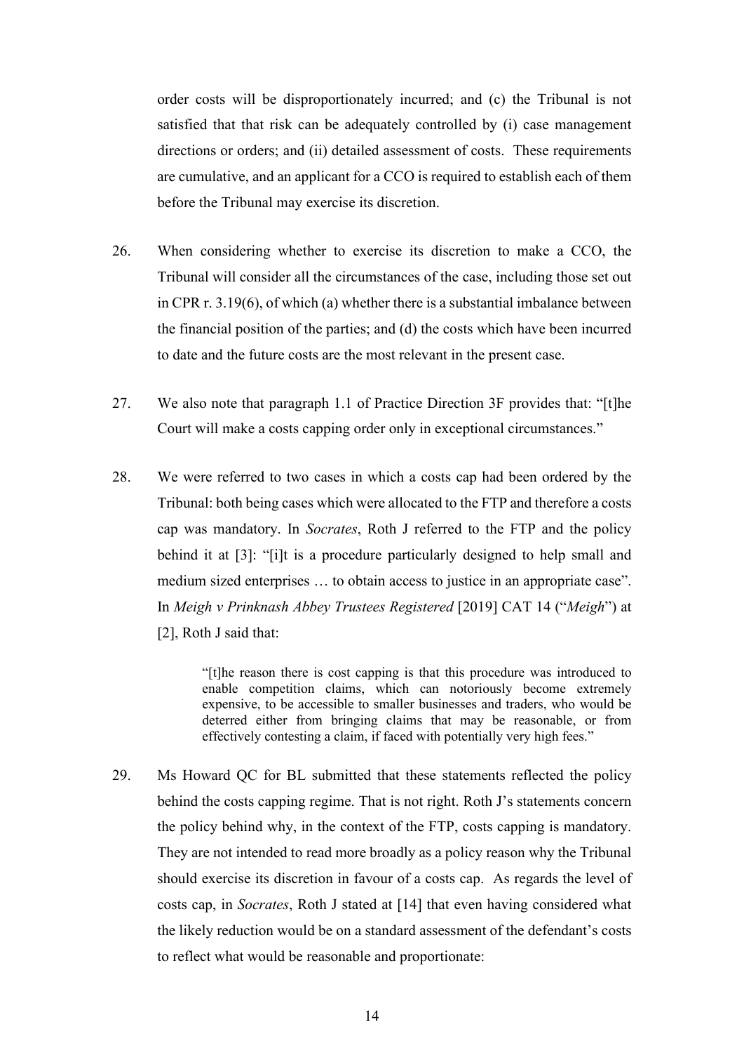order costs will be disproportionately incurred; and (c) the Tribunal is not satisfied that that risk can be adequately controlled by (i) case management directions or orders; and (ii) detailed assessment of costs. These requirements are cumulative, and an applicant for a CCO is required to establish each of them before the Tribunal may exercise its discretion.

26. When considering whether to exercise its discretion to make a CCO, the Tribunal will consider all the circumstances of the case, including those set out in CPR r. 3.19(6), of which (a) whether there is a substantial imbalance between the financial position of the parties; and (d) the costs which have been incurred to date and the future costs are the most relevant in the present case.

27. We also note that paragraph 1.1 of Practice Direction 3F provides that: "[t]he Court will make a costs capping order only in exceptional circumstances."

28. We were referred to two cases in which a costs cap had been ordered by the Tribunal: both being cases which were allocated to the FTP and therefore a costs cap was mandatory. In *Socrates*, Roth J referred to the FTP and the policy behind it at [3]: "[i]t is a procedure particularly designed to help small and medium sized enterprises … to obtain access to justice in an appropriate case". In *Meigh v Prinknash Abbey Trustees Registered* [2019] CAT 14 ("*Meigh*") at [2], Roth J said that:

> "[t]he reason there is cost capping is that this procedure was introduced to enable competition claims, which can notoriously become extremely expensive, to be accessible to smaller businesses and traders, who would be deterred either from bringing claims that may be reasonable, or from effectively contesting a claim, if faced with potentially very high fees."

29. Ms Howard QC for BL submitted that these statements reflected the policy behind the costs capping regime. That is not right. Roth J's statements concern the policy behind why, in the context of the FTP, costs capping is mandatory. They are not intended to read more broadly as a policy reason why the Tribunal should exercise its discretion in favour of a costs cap. As regards the level of costs cap, in *Socrates*, Roth J stated at [14] that even having considered what the likely reduction would be on a standard assessment of the defendant's costs to reflect what would be reasonable and proportionate: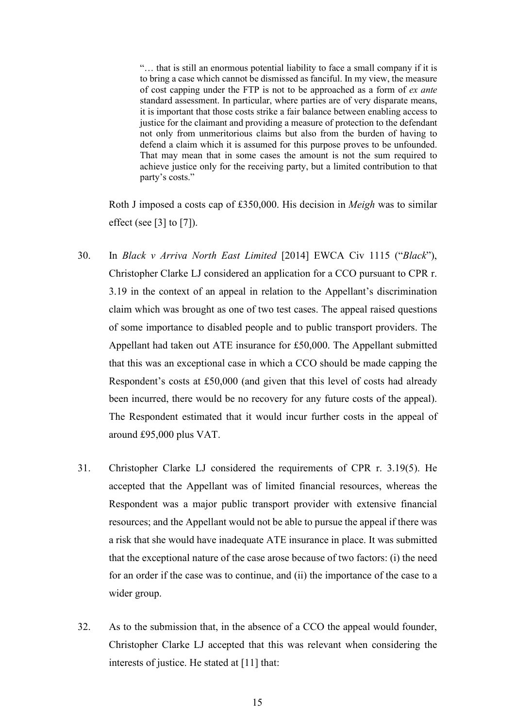> "… that is still an enormous potential liability to face a small company if it is to bring a case which cannot be dismissed as fanciful. In my view, the measure of cost capping under the FTP is not to be approached as a form of *ex ante* standard assessment. In particular, where parties are of very disparate means, it is important that those costs strike a fair balance between enabling access to justice for the claimant and providing a measure of protection to the defendant not only from unmeritorious claims but also from the burden of having to defend a claim which it is assumed for this purpose proves to be unfounded. That may mean that in some cases the amount is not the sum required to achieve justice only for the receiving party, but a limited contribution to that party's costs."

Roth J imposed a costs cap of £350,000. His decision in *Meigh* was to similar effect (see [3] to [7]).

30. In *Black v Arriva North East Limited* [2014] EWCA Civ 1115 ("*Black*"), Christopher Clarke LJ considered an application for a CCO pursuant to CPR r. 3.19 in the context of an appeal in relation to the Appellant's discrimination claim which was brought as one of two test cases. The appeal raised questions of some importance to disabled people and to public transport providers. The Appellant had taken out ATE insurance for £50,000. The Appellant submitted that this was an exceptional case in which a CCO should be made capping the Respondent's costs at £50,000 (and given that this level of costs had already been incurred, there would be no recovery for any future costs of the appeal). The Respondent estimated that it would incur further costs in the appeal of around £95,000 plus VAT.

31. Christopher Clarke LJ considered the requirements of CPR r. 3.19(5). He accepted that the Appellant was of limited financial resources, whereas the Respondent was a major public transport provider with extensive financial resources; and the Appellant would not be able to pursue the appeal if there was a risk that she would have inadequate ATE insurance in place. It was submitted that the exceptional nature of the case arose because of two factors: (i) the need for an order if the case was to continue, and (ii) the importance of the case to a wider group.

32. As to the submission that, in the absence of a CCO the appeal would founder, Christopher Clarke LJ accepted that this was relevant when considering the interests of justice. He stated at [11] that: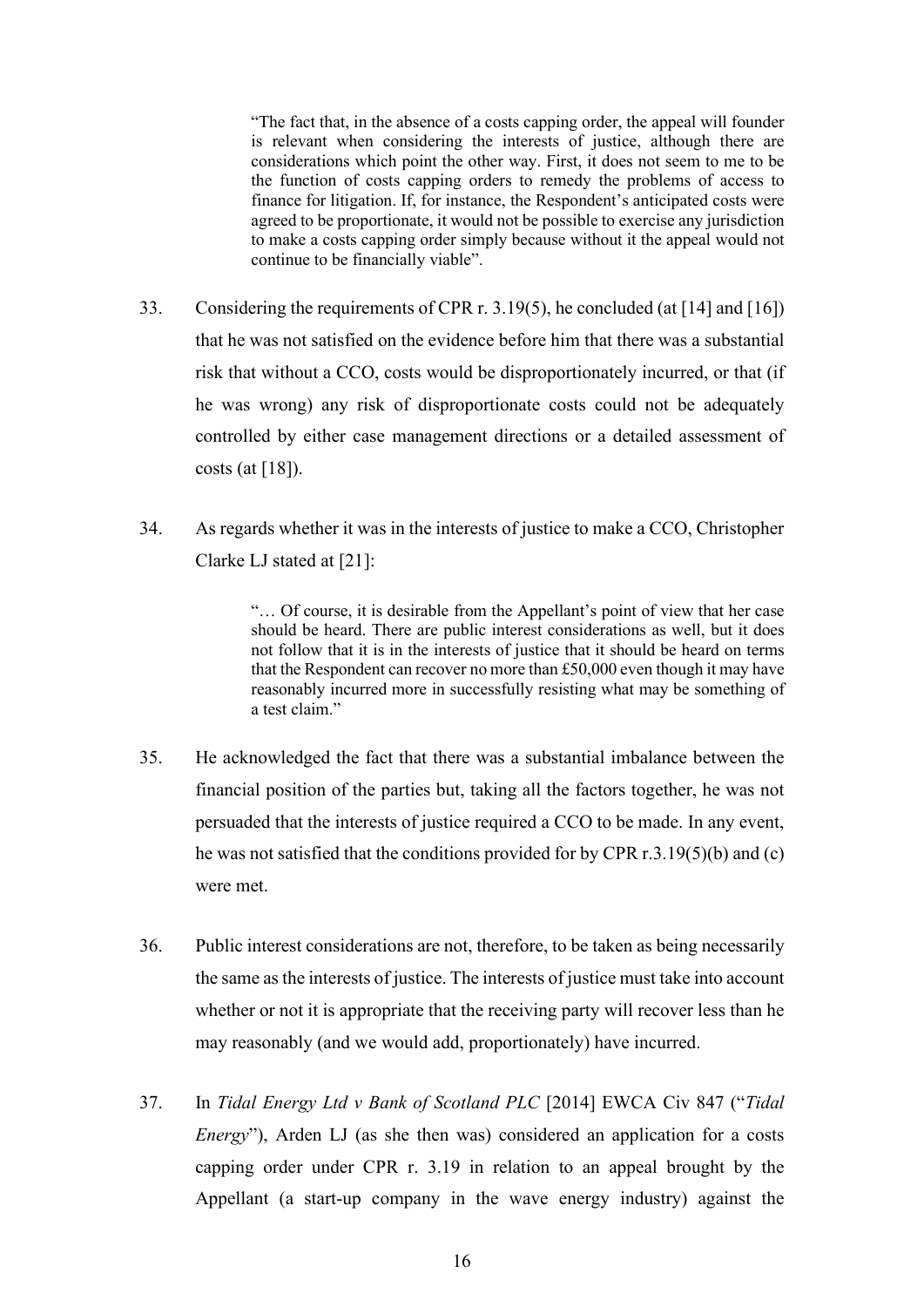> "The fact that, in the absence of a costs capping order, the appeal will founder is relevant when considering the interests of justice, although there are considerations which point the other way. First, it does not seem to me to be the function of costs capping orders to remedy the problems of access to finance for litigation. If, for instance, the Respondent's anticipated costs were agreed to be proportionate, it would not be possible to exercise any jurisdiction to make a costs capping order simply because without it the appeal would not continue to be financially viable".

33. Considering the requirements of CPR r. 3.19(5), he concluded (at [14] and [16]) that he was not satisfied on the evidence before him that there was a substantial risk that without a CCO, costs would be disproportionately incurred, or that (if he was wrong) any risk of disproportionate costs could not be adequately controlled by either case management directions or a detailed assessment of costs (at [18]).

34. As regards whether it was in the interests of justice to make a CCO, Christopher Clarke LJ stated at [21]:

> "… Of course, it is desirable from the Appellant's point of view that her case should be heard. There are public interest considerations as well, but it does not follow that it is in the interests of justice that it should be heard on terms that the Respondent can recover no more than £50,000 even though it may have reasonably incurred more in successfully resisting what may be something of a test claim."

35. He acknowledged the fact that there was a substantial imbalance between the financial position of the parties but, taking all the factors together, he was not persuaded that the interests of justice required a CCO to be made. In any event, he was not satisfied that the conditions provided for by CPR r.3.19(5)(b) and (c) were met.

36. Public interest considerations are not, therefore, to be taken as being necessarily the same as the interests of justice. The interests of justice must take into account whether or not it is appropriate that the receiving party will recover less than he may reasonably (and we would add, proportionately) have incurred.

37. In *Tidal Energy Ltd v Bank of Scotland PLC* [2014] EWCA Civ 847 ("*Tidal Energy*"), Arden LJ (as she then was) considered an application for a costs capping order under CPR r. 3.19 in relation to an appeal brought by the Appellant (a start-up company in the wave energy industry) against the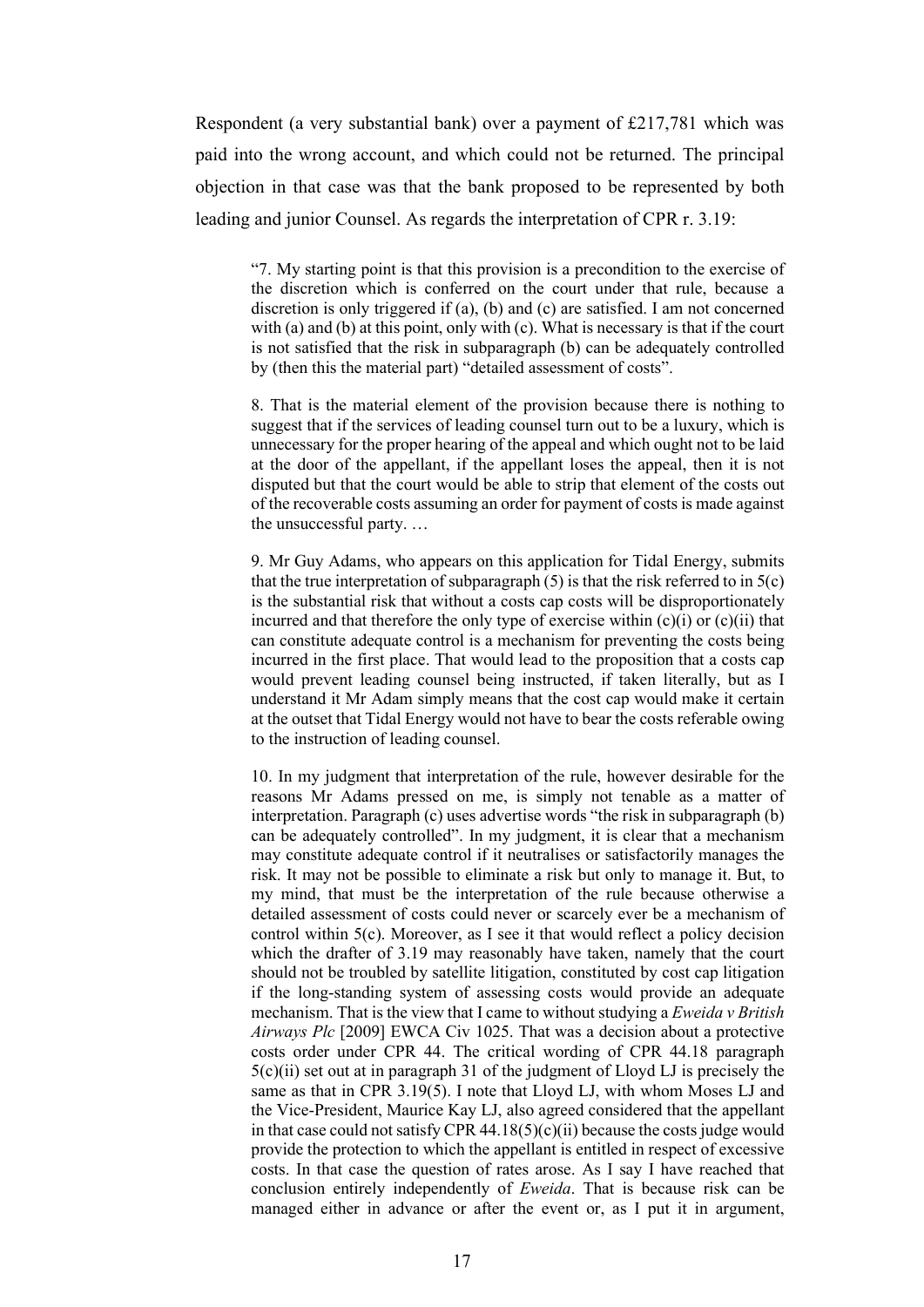Respondent (a very substantial bank) over a payment of £217,781 which was paid into the wrong account, and which could not be returned. The principal objection in that case was that the bank proposed to be represented by both leading and junior Counsel. As regards the interpretation of CPR r. 3.19:

> "7. My starting point is that this provision is a precondition to the exercise of the discretion which is conferred on the court under that rule, because a discretion is only triggered if (a), (b) and (c) are satisfied. I am not concerned with (a) and (b) at this point, only with (c). What is necessary is that if the court is not satisfied that the risk in subparagraph (b) can be adequately controlled by (then this the material part) "detailed assessment of costs".
>
> 8. That is the material element of the provision because there is nothing to suggest that if the services of leading counsel turn out to be a luxury, which is unnecessary for the proper hearing of the appeal and which ought not to be laid at the door of the appellant, if the appellant loses the appeal, then it is not disputed but that the court would be able to strip that element of the costs out of the recoverable costs assuming an order for payment of costs is made against the unsuccessful party. …
>
> 9. Mr Guy Adams, who appears on this application for Tidal Energy, submits that the true interpretation of subparagraph (5) is that the risk referred to in 5(c) is the substantial risk that without a costs cap costs will be disproportionately incurred and that therefore the only type of exercise within (c)(i) or (c)(ii) that can constitute adequate control is a mechanism for preventing the costs being incurred in the first place. That would lead to the proposition that a costs cap would prevent leading counsel being instructed, if taken literally, but as I understand it Mr Adam simply means that the cost cap would make it certain at the outset that Tidal Energy would not have to bear the costs referable owing to the instruction of leading counsel.
>
> 10. In my judgment that interpretation of the rule, however desirable for the reasons Mr Adams pressed on me, is simply not tenable as a matter of interpretation. Paragraph (c) uses advertise words "the risk in subparagraph (b) can be adequately controlled". In my judgment, it is clear that a mechanism may constitute adequate control if it neutralises or satisfactorily manages the risk. It may not be possible to eliminate a risk but only to manage it. But, to my mind, that must be the interpretation of the rule because otherwise a detailed assessment of costs could never or scarcely ever be a mechanism of control within 5(c). Moreover, as I see it that would reflect a policy decision which the drafter of 3.19 may reasonably have taken, namely that the court should not be troubled by satellite litigation, constituted by cost cap litigation if the long-standing system of assessing costs would provide an adequate mechanism. That is the view that I came to without studying a *Eweida v British Airways Plc* [2009] EWCA Civ 1025. That was a decision about a protective costs order under CPR 44. The critical wording of CPR 44.18 paragraph 5(c)(ii) set out at in paragraph 31 of the judgment of Lloyd LJ is precisely the same as that in CPR 3.19(5). I note that Lloyd LJ, with whom Moses LJ and the Vice-President, Maurice Kay LJ, also agreed considered that the appellant in that case could not satisfy CPR 44.18(5)(c)(ii) because the costs judge would provide the protection to which the appellant is entitled in respect of excessive costs. In that case the question of rates arose. As I say I have reached that conclusion entirely independently of *Eweida*. That is because risk can be managed either in advance or after the event or, as I put it in argument,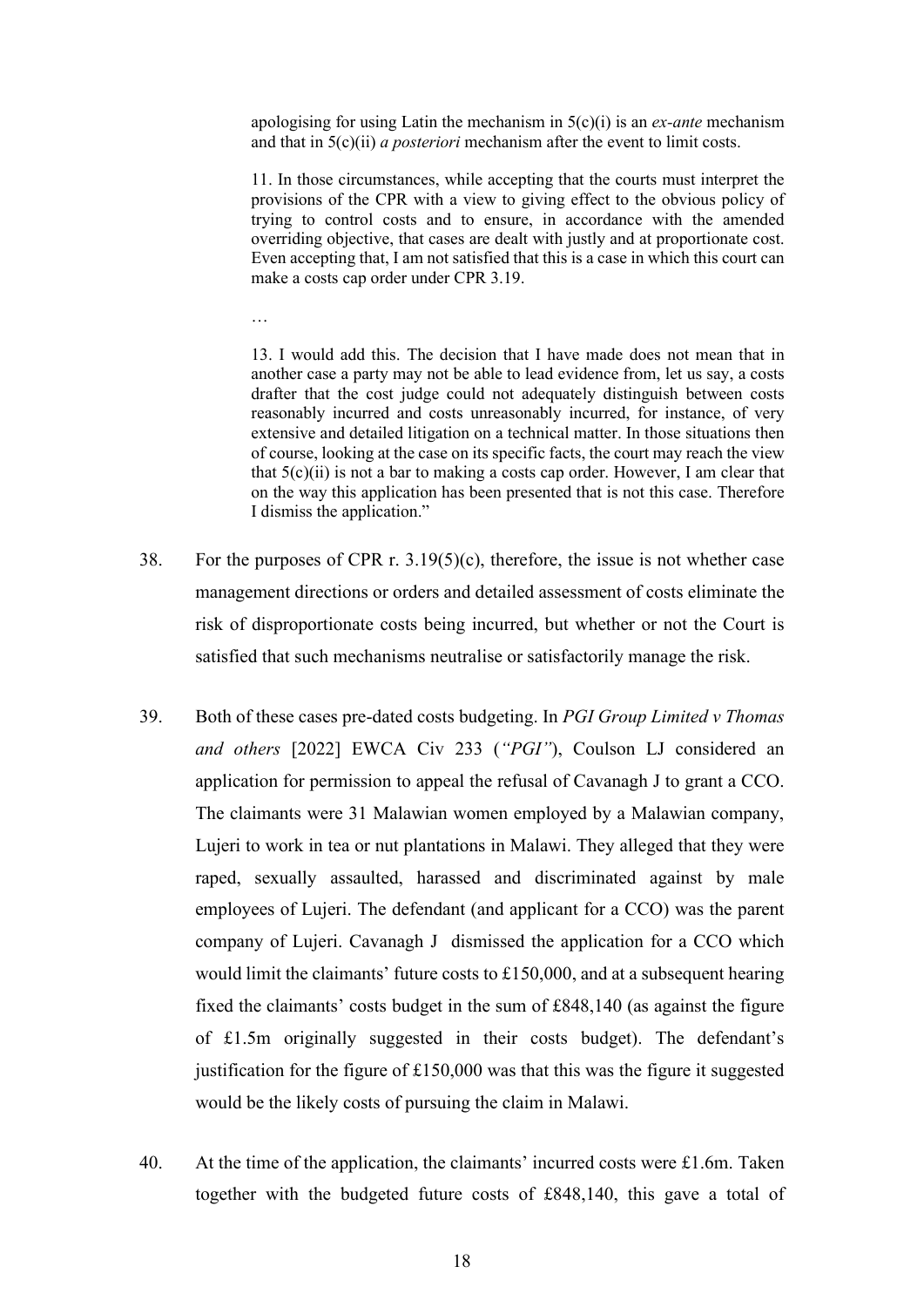> apologising for using Latin the mechanism in 5(c)(i) is an *ex-ante* mechanism and that in 5(c)(ii) *a posteriori* mechanism after the event to limit costs.
>
> 11. In those circumstances, while accepting that the courts must interpret the provisions of the CPR with a view to giving effect to the obvious policy of trying to control costs and to ensure, in accordance with the amended overriding objective, that cases are dealt with justly and at proportionate cost. Even accepting that, I am not satisfied that this is a case in which this court can make a costs cap order under CPR 3.19.
>
> …
>
> 13. I would add this. The decision that I have made does not mean that in another case a party may not be able to lead evidence from, let us say, a costs drafter that the cost judge could not adequately distinguish between costs reasonably incurred and costs unreasonably incurred, for instance, of very extensive and detailed litigation on a technical matter. In those situations then of course, looking at the case on its specific facts, the court may reach the view that 5(c)(ii) is not a bar to making a costs cap order. However, I am clear that on the way this application has been presented that is not this case. Therefore I dismiss the application."

38. For the purposes of CPR r. 3.19(5)(c), therefore, the issue is not whether case management directions or orders and detailed assessment of costs eliminate the risk of disproportionate costs being incurred, but whether or not the Court is satisfied that such mechanisms neutralise or satisfactorily manage the risk.

39. Both of these cases pre-dated costs budgeting. In *PGI Group Limited v Thomas and others* [2022] EWCA Civ 233 (*"PGI"*), Coulson LJ considered an application for permission to appeal the refusal of Cavanagh J to grant a CCO. The claimants were 31 Malawian women employed by a Malawian company, Lujeri to work in tea or nut plantations in Malawi. They alleged that they were raped, sexually assaulted, harassed and discriminated against by male employees of Lujeri. The defendant (and applicant for a CCO) was the parent company of Lujeri. Cavanagh J dismissed the application for a CCO which would limit the claimants' future costs to £150,000, and at a subsequent hearing fixed the claimants' costs budget in the sum of £848,140 (as against the figure of £1.5m originally suggested in their costs budget). The defendant's justification for the figure of £150,000 was that this was the figure it suggested would be the likely costs of pursuing the claim in Malawi.

40. At the time of the application, the claimants' incurred costs were £1.6m. Taken together with the budgeted future costs of £848,140, this gave a total of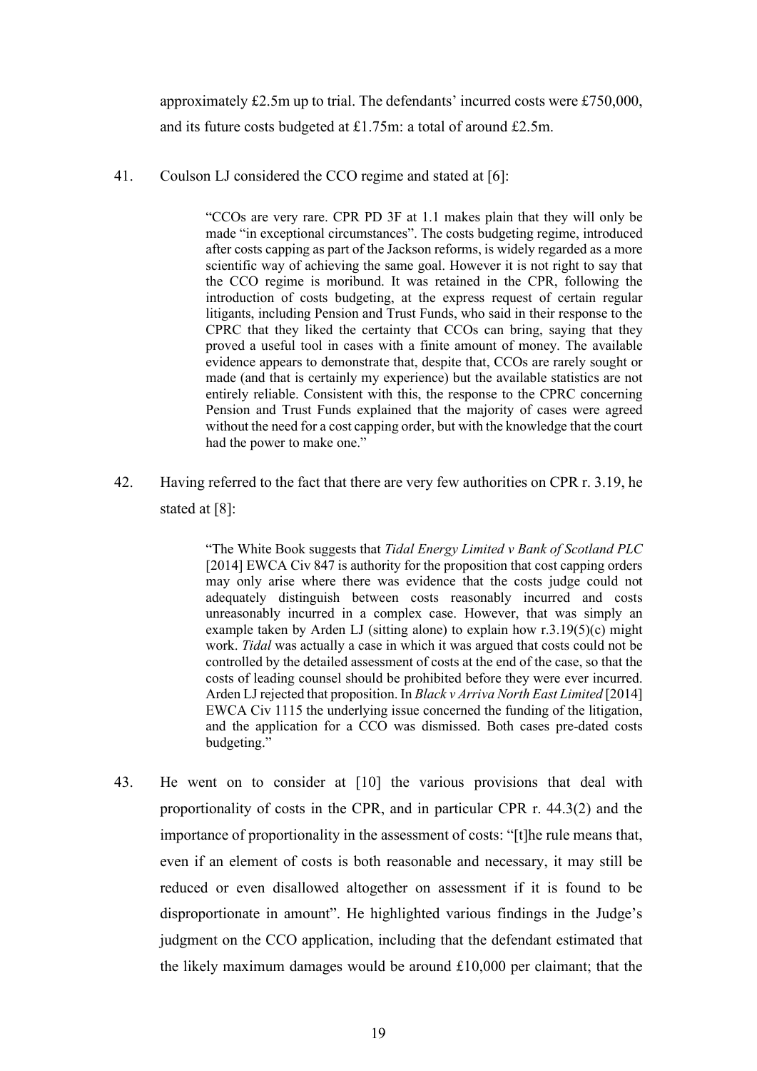approximately £2.5m up to trial. The defendants' incurred costs were £750,000, and its future costs budgeted at £1.75m: a total of around £2.5m.

41. Coulson LJ considered the CCO regime and stated at [6]:

> "CCOs are very rare. CPR PD 3F at 1.1 makes plain that they will only be made "in exceptional circumstances". The costs budgeting regime, introduced after costs capping as part of the Jackson reforms, is widely regarded as a more scientific way of achieving the same goal. However it is not right to say that the CCO regime is moribund. It was retained in the CPR, following the introduction of costs budgeting, at the express request of certain regular litigants, including Pension and Trust Funds, who said in their response to the CPRC that they liked the certainty that CCOs can bring, saying that they proved a useful tool in cases with a finite amount of money. The available evidence appears to demonstrate that, despite that, CCOs are rarely sought or made (and that is certainly my experience) but the available statistics are not entirely reliable. Consistent with this, the response to the CPRC concerning Pension and Trust Funds explained that the majority of cases were agreed without the need for a cost capping order, but with the knowledge that the court had the power to make one."

42. Having referred to the fact that there are very few authorities on CPR r. 3.19, he stated at [8]:

> "The White Book suggests that *Tidal Energy Limited v Bank of Scotland PLC* [2014] EWCA Civ 847 is authority for the proposition that cost capping orders may only arise where there was evidence that the costs judge could not adequately distinguish between costs reasonably incurred and costs unreasonably incurred in a complex case. However, that was simply an example taken by Arden LJ (sitting alone) to explain how r.3.19(5)(c) might work. *Tidal* was actually a case in which it was argued that costs could not be controlled by the detailed assessment of costs at the end of the case, so that the costs of leading counsel should be prohibited before they were ever incurred. Arden LJ rejected that proposition. In *Black v Arriva North East Limited* [2014] EWCA Civ 1115 the underlying issue concerned the funding of the litigation, and the application for a CCO was dismissed. Both cases pre-dated costs budgeting."

43. He went on to consider at [10] the various provisions that deal with proportionality of costs in the CPR, and in particular CPR r. 44.3(2) and the importance of proportionality in the assessment of costs: "[t]he rule means that, even if an element of costs is both reasonable and necessary, it may still be reduced or even disallowed altogether on assessment if it is found to be disproportionate in amount". He highlighted various findings in the Judge's judgment on the CCO application, including that the defendant estimated that the likely maximum damages would be around £10,000 per claimant; that the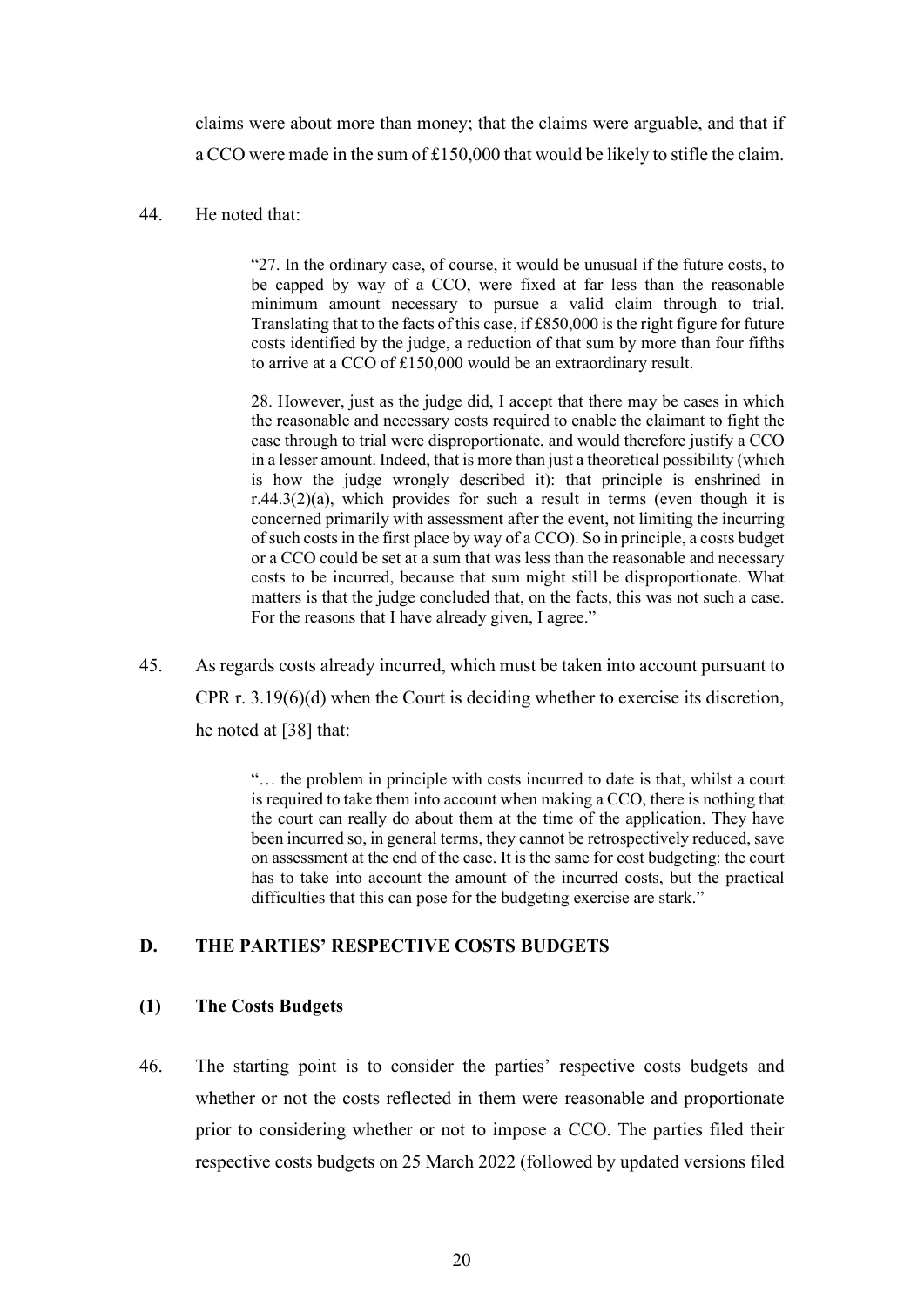claims were about more than money; that the claims were arguable, and that if a CCO were made in the sum of £150,000 that would be likely to stifle the claim.

44. He noted that:

> "27. In the ordinary case, of course, it would be unusual if the future costs, to be capped by way of a CCO, were fixed at far less than the reasonable minimum amount necessary to pursue a valid claim through to trial. Translating that to the facts of this case, if £850,000 is the right figure for future costs identified by the judge, a reduction of that sum by more than four fifths to arrive at a CCO of £150,000 would be an extraordinary result.
>
> 28. However, just as the judge did, I accept that there may be cases in which the reasonable and necessary costs required to enable the claimant to fight the case through to trial were disproportionate, and would therefore justify a CCO in a lesser amount. Indeed, that is more than just a theoretical possibility (which is how the judge wrongly described it): that principle is enshrined in r.44.3(2)(a), which provides for such a result in terms (even though it is concerned primarily with assessment after the event, not limiting the incurring of such costs in the first place by way of a CCO). So in principle, a costs budget or a CCO could be set at a sum that was less than the reasonable and necessary costs to be incurred, because that sum might still be disproportionate. What matters is that the judge concluded that, on the facts, this was not such a case. For the reasons that I have already given, I agree."

45. As regards costs already incurred, which must be taken into account pursuant to CPR r. 3.19(6)(d) when the Court is deciding whether to exercise its discretion, he noted at [38] that:

> "… the problem in principle with costs incurred to date is that, whilst a court is required to take them into account when making a CCO, there is nothing that the court can really do about them at the time of the application. They have been incurred so, in general terms, they cannot be retrospectively reduced, save on assessment at the end of the case. It is the same for cost budgeting: the court has to take into account the amount of the incurred costs, but the practical difficulties that this can pose for the budgeting exercise are stark."

## D. THE PARTIES' RESPECTIVE COSTS BUDGETS

### (1) The Costs Budgets

46. The starting point is to consider the parties' respective costs budgets and whether or not the costs reflected in them were reasonable and proportionate prior to considering whether or not to impose a CCO. The parties filed their respective costs budgets on 25 March 2022 (followed by updated versions filed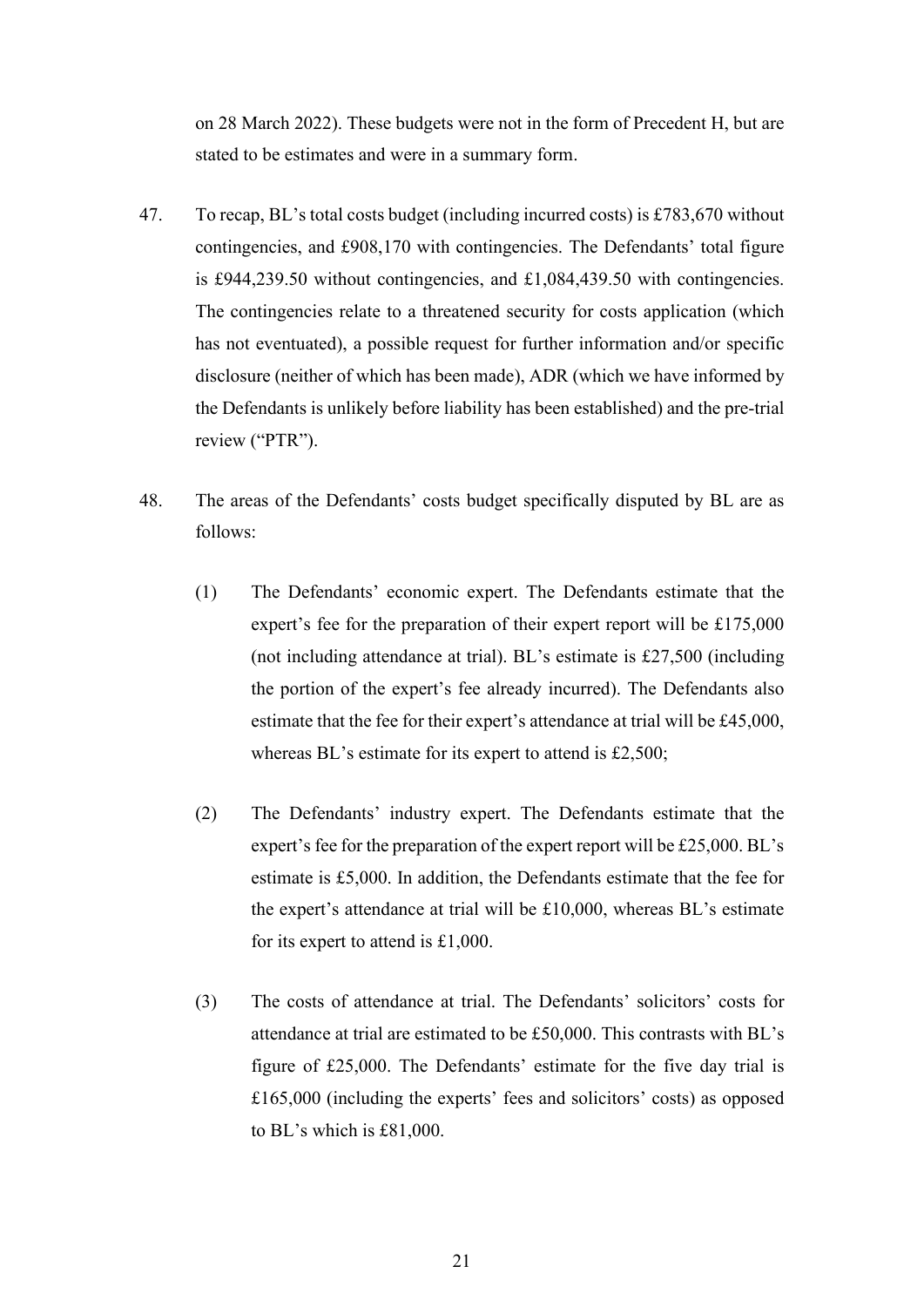on 28 March 2022). These budgets were not in the form of Precedent H, but are stated to be estimates and were in a summary form.

47. To recap, BL's total costs budget (including incurred costs) is £783,670 without contingencies, and £908,170 with contingencies. The Defendants' total figure is £944,239.50 without contingencies, and £1,084,439.50 with contingencies. The contingencies relate to a threatened security for costs application (which has not eventuated), a possible request for further information and/or specific disclosure (neither of which has been made), ADR (which we have informed by the Defendants is unlikely before liability has been established) and the pre-trial review ("PTR").

48. The areas of the Defendants' costs budget specifically disputed by BL are as follows:

    (1) The Defendants' economic expert. The Defendants estimate that the expert's fee for the preparation of their expert report will be £175,000 (not including attendance at trial). BL's estimate is £27,500 (including the portion of the expert's fee already incurred). The Defendants also estimate that the fee for their expert's attendance at trial will be £45,000, whereas BL's estimate for its expert to attend is £2,500;

    (2) The Defendants' industry expert. The Defendants estimate that the expert's fee for the preparation of the expert report will be £25,000. BL's estimate is £5,000. In addition, the Defendants estimate that the fee for the expert's attendance at trial will be £10,000, whereas BL's estimate for its expert to attend is £1,000.

    (3) The costs of attendance at trial. The Defendants' solicitors' costs for attendance at trial are estimated to be £50,000. This contrasts with BL's figure of £25,000. The Defendants' estimate for the five day trial is £165,000 (including the experts' fees and solicitors' costs) as opposed to BL's which is £81,000.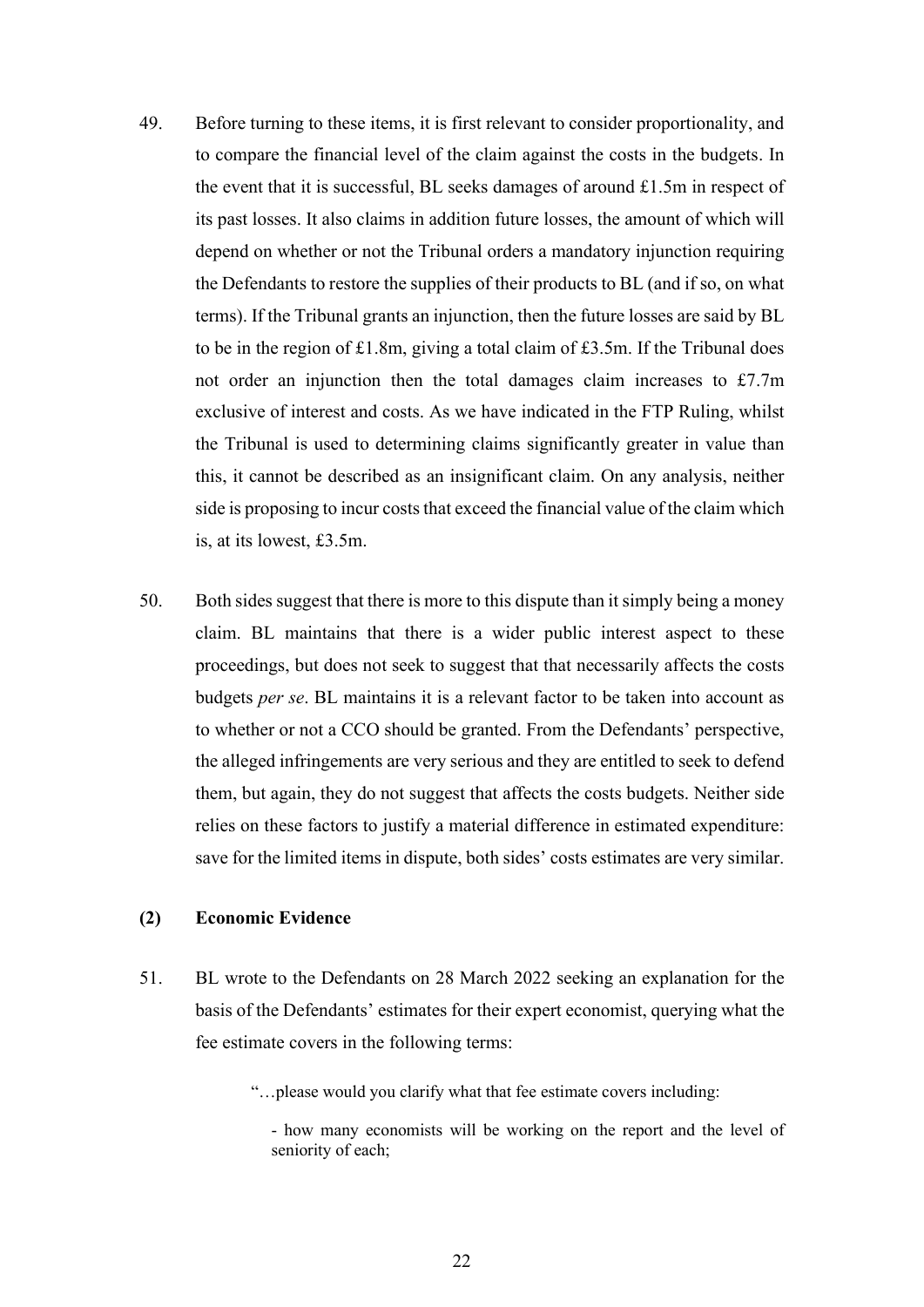49. Before turning to these items, it is first relevant to consider proportionality, and to compare the financial level of the claim against the costs in the budgets. In the event that it is successful, BL seeks damages of around £1.5m in respect of its past losses. It also claims in addition future losses, the amount of which will depend on whether or not the Tribunal orders a mandatory injunction requiring the Defendants to restore the supplies of their products to BL (and if so, on what terms). If the Tribunal grants an injunction, then the future losses are said by BL to be in the region of £1.8m, giving a total claim of £3.5m. If the Tribunal does not order an injunction then the total damages claim increases to £7.7m exclusive of interest and costs. As we have indicated in the FTP Ruling, whilst the Tribunal is used to determining claims significantly greater in value than this, it cannot be described as an insignificant claim. On any analysis, neither side is proposing to incur costs that exceed the financial value of the claim which is, at its lowest, £3.5m.

50. Both sides suggest that there is more to this dispute than it simply being a money claim. BL maintains that there is a wider public interest aspect to these proceedings, but does not seek to suggest that that necessarily affects the costs budgets *per se*. BL maintains it is a relevant factor to be taken into account as to whether or not a CCO should be granted. From the Defendants' perspective, the alleged infringements are very serious and they are entitled to seek to defend them, but again, they do not suggest that affects the costs budgets. Neither side relies on these factors to justify a material difference in estimated expenditure: save for the limited items in dispute, both sides' costs estimates are very similar.

## (2) Economic Evidence

51. BL wrote to the Defendants on 28 March 2022 seeking an explanation for the basis of the Defendants' estimates for their expert economist, querying what the fee estimate covers in the following terms:

> "…please would you clarify what that fee estimate covers including:
>
> - how many economists will be working on the report and the level of seniority of each;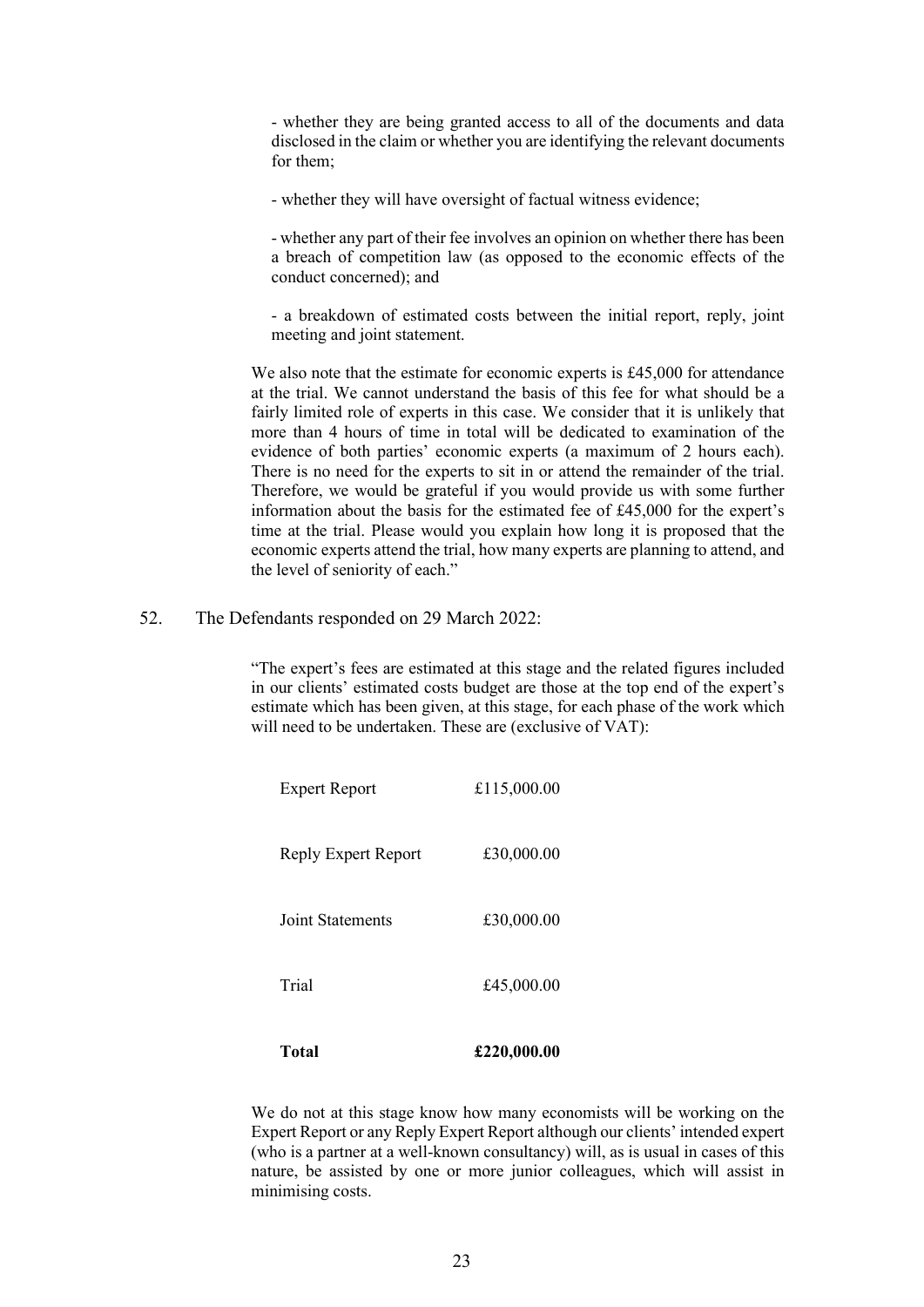- whether they are being granted access to all of the documents and data disclosed in the claim or whether you are identifying the relevant documents for them;

- whether they will have oversight of factual witness evidence;

- whether any part of their fee involves an opinion on whether there has been a breach of competition law (as opposed to the economic effects of the conduct concerned); and

- a breakdown of estimated costs between the initial report, reply, joint meeting and joint statement.

We also note that the estimate for economic experts is £45,000 for attendance at the trial. We cannot understand the basis of this fee for what should be a fairly limited role of experts in this case. We consider that it is unlikely that more than 4 hours of time in total will be dedicated to examination of the evidence of both parties' economic experts (a maximum of 2 hours each). There is no need for the experts to sit in or attend the remainder of the trial. Therefore, we would be grateful if you would provide us with some further information about the basis for the estimated fee of £45,000 for the expert's time at the trial. Please would you explain how long it is proposed that the economic experts attend the trial, how many experts are planning to attend, and the level of seniority of each."

52. The Defendants responded on 29 March 2022:

"The expert's fees are estimated at this stage and the related figures included in our clients' estimated costs budget are those at the top end of the expert's estimate which has been given, at this stage, for each phase of the work which will need to be undertaken. These are (exclusive of VAT):

| | |
|---|---|
| Expert Report | £115,000.00 |
| Reply Expert Report | £30,000.00 |
| Joint Statements | £30,000.00 |
| Trial | £45,000.00 |
| **Total** | **£220,000.00** |

We do not at this stage know how many economists will be working on the Expert Report or any Reply Expert Report although our clients' intended expert (who is a partner at a well-known consultancy) will, as is usual in cases of this nature, be assisted by one or more junior colleagues, which will assist in minimising costs.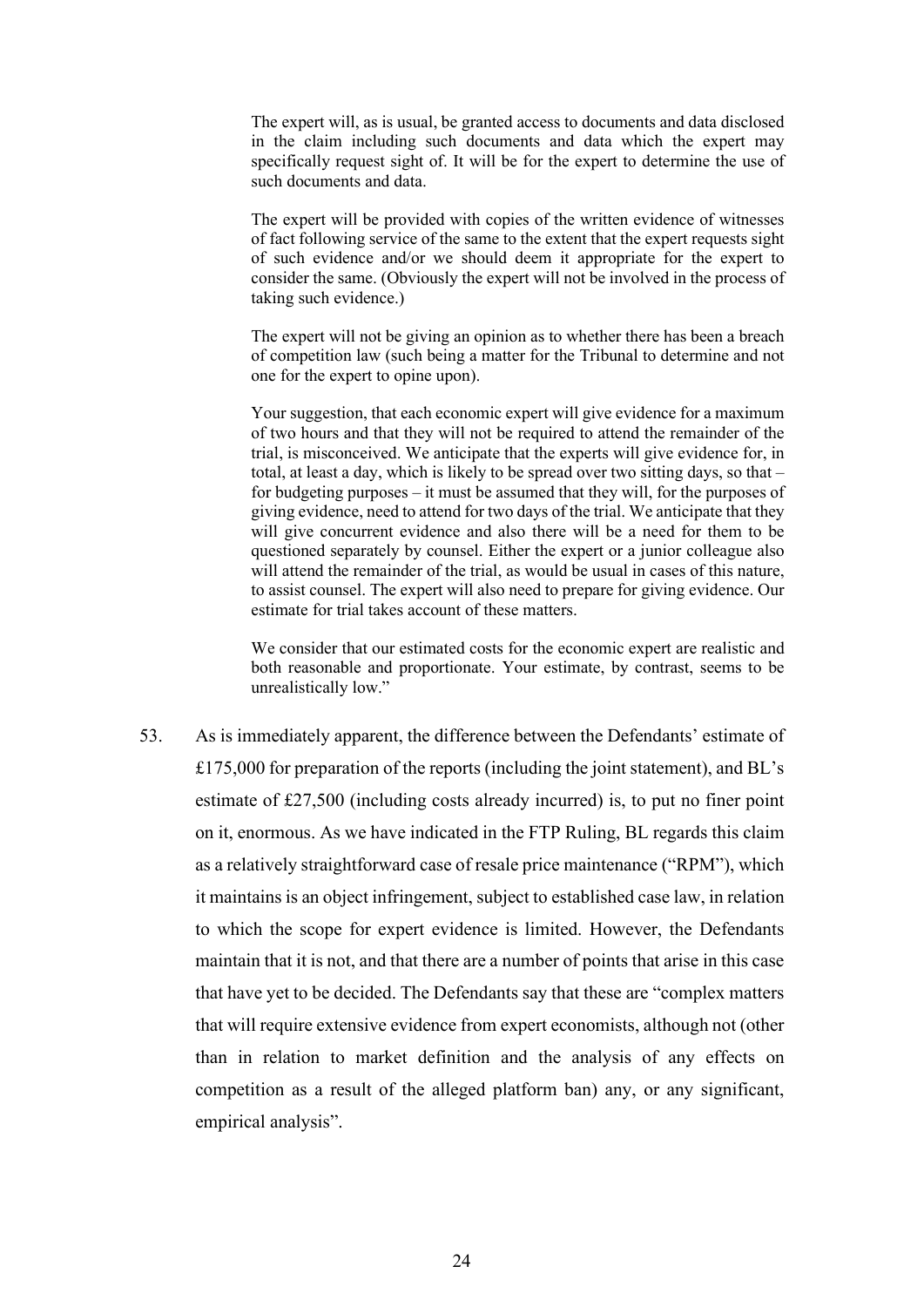> The expert will, as is usual, be granted access to documents and data disclosed in the claim including such documents and data which the expert may specifically request sight of. It will be for the expert to determine the use of such documents and data.
>
> The expert will be provided with copies of the written evidence of witnesses of fact following service of the same to the extent that the expert requests sight of such evidence and/or we should deem it appropriate for the expert to consider the same. (Obviously the expert will not be involved in the process of taking such evidence.)
>
> The expert will not be giving an opinion as to whether there has been a breach of competition law (such being a matter for the Tribunal to determine and not one for the expert to opine upon).
>
> Your suggestion, that each economic expert will give evidence for a maximum of two hours and that they will not be required to attend the remainder of the trial, is misconceived. We anticipate that the experts will give evidence for, in total, at least a day, which is likely to be spread over two sitting days, so that – for budgeting purposes – it must be assumed that they will, for the purposes of giving evidence, need to attend for two days of the trial. We anticipate that they will give concurrent evidence and also there will be a need for them to be questioned separately by counsel. Either the expert or a junior colleague also will attend the remainder of the trial, as would be usual in cases of this nature, to assist counsel. The expert will also need to prepare for giving evidence. Our estimate for trial takes account of these matters.
>
> We consider that our estimated costs for the economic expert are realistic and both reasonable and proportionate. Your estimate, by contrast, seems to be unrealistically low."

53. As is immediately apparent, the difference between the Defendants' estimate of £175,000 for preparation of the reports (including the joint statement), and BL's estimate of £27,500 (including costs already incurred) is, to put no finer point on it, enormous. As we have indicated in the FTP Ruling, BL regards this claim as a relatively straightforward case of resale price maintenance ("RPM"), which it maintains is an object infringement, subject to established case law, in relation to which the scope for expert evidence is limited. However, the Defendants maintain that it is not, and that there are a number of points that arise in this case that have yet to be decided. The Defendants say that these are "complex matters that will require extensive evidence from expert economists, although not (other than in relation to market definition and the analysis of any effects on competition as a result of the alleged platform ban) any, or any significant, empirical analysis".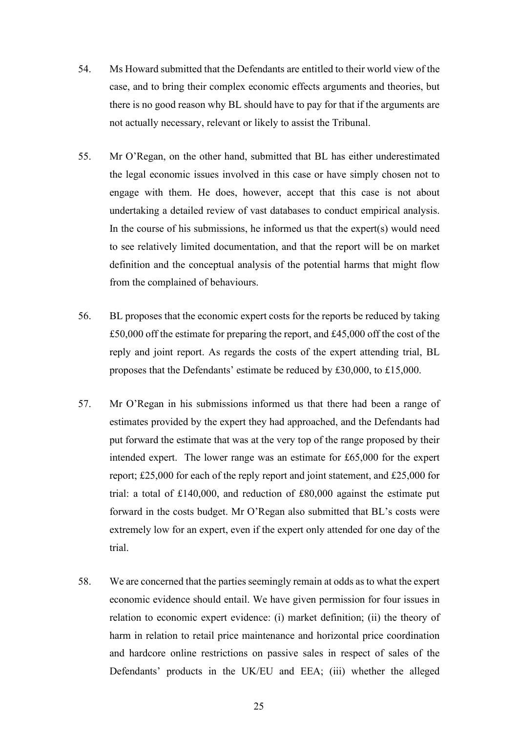54. Ms Howard submitted that the Defendants are entitled to their world view of the case, and to bring their complex economic effects arguments and theories, but there is no good reason why BL should have to pay for that if the arguments are not actually necessary, relevant or likely to assist the Tribunal.

55. Mr O'Regan, on the other hand, submitted that BL has either underestimated the legal economic issues involved in this case or have simply chosen not to engage with them. He does, however, accept that this case is not about undertaking a detailed review of vast databases to conduct empirical analysis. In the course of his submissions, he informed us that the expert(s) would need to see relatively limited documentation, and that the report will be on market definition and the conceptual analysis of the potential harms that might flow from the complained of behaviours.

56. BL proposes that the economic expert costs for the reports be reduced by taking £50,000 off the estimate for preparing the report, and £45,000 off the cost of the reply and joint report. As regards the costs of the expert attending trial, BL proposes that the Defendants' estimate be reduced by £30,000, to £15,000.

57. Mr O'Regan in his submissions informed us that there had been a range of estimates provided by the expert they had approached, and the Defendants had put forward the estimate that was at the very top of the range proposed by their intended expert. The lower range was an estimate for £65,000 for the expert report; £25,000 for each of the reply report and joint statement, and £25,000 for trial: a total of £140,000, and reduction of £80,000 against the estimate put forward in the costs budget. Mr O'Regan also submitted that BL's costs were extremely low for an expert, even if the expert only attended for one day of the trial.

58. We are concerned that the parties seemingly remain at odds as to what the expert economic evidence should entail. We have given permission for four issues in relation to economic expert evidence: (i) market definition; (ii) the theory of harm in relation to retail price maintenance and horizontal price coordination and hardcore online restrictions on passive sales in respect of sales of the Defendants' products in the UK/EU and EEA; (iii) whether the alleged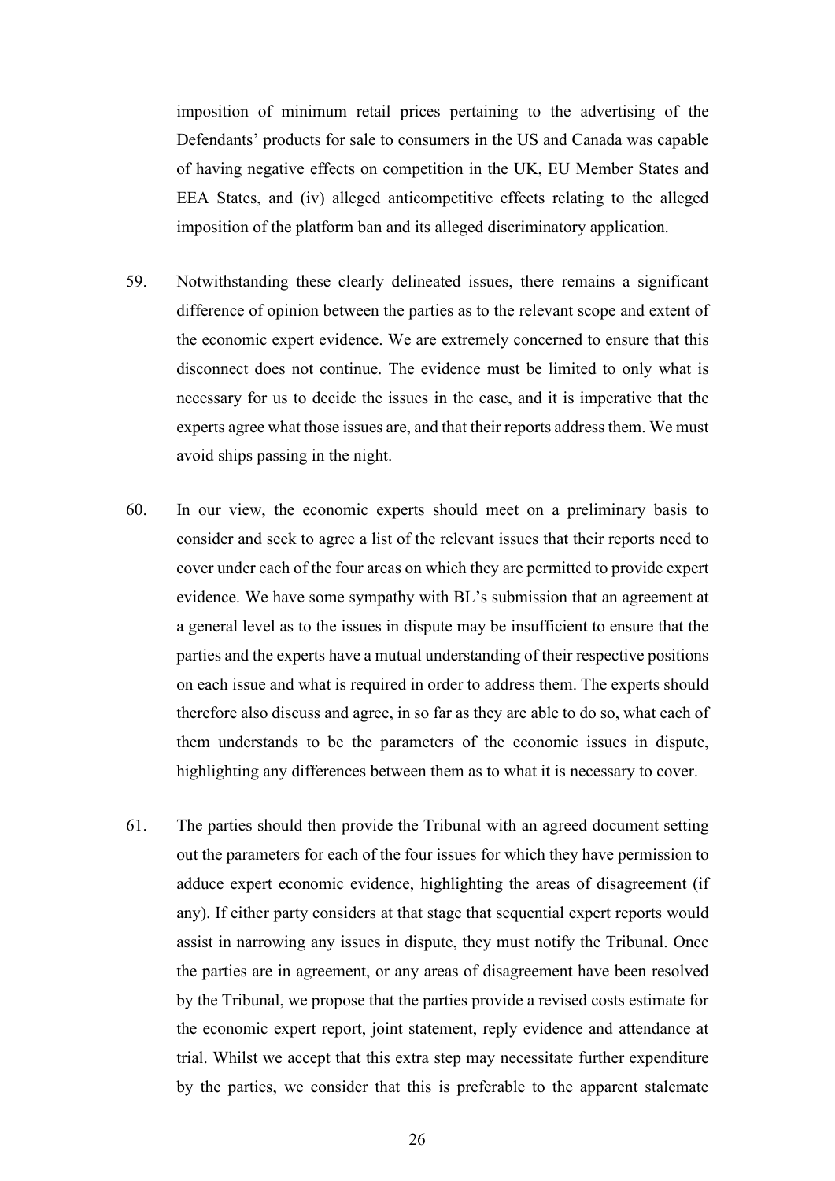imposition of minimum retail prices pertaining to the advertising of the Defendants' products for sale to consumers in the US and Canada was capable of having negative effects on competition in the UK, EU Member States and EEA States, and (iv) alleged anticompetitive effects relating to the alleged imposition of the platform ban and its alleged discriminatory application.

59. Notwithstanding these clearly delineated issues, there remains a significant difference of opinion between the parties as to the relevant scope and extent of the economic expert evidence. We are extremely concerned to ensure that this disconnect does not continue. The evidence must be limited to only what is necessary for us to decide the issues in the case, and it is imperative that the experts agree what those issues are, and that their reports address them. We must avoid ships passing in the night.

60. In our view, the economic experts should meet on a preliminary basis to consider and seek to agree a list of the relevant issues that their reports need to cover under each of the four areas on which they are permitted to provide expert evidence. We have some sympathy with BL's submission that an agreement at a general level as to the issues in dispute may be insufficient to ensure that the parties and the experts have a mutual understanding of their respective positions on each issue and what is required in order to address them. The experts should therefore also discuss and agree, in so far as they are able to do so, what each of them understands to be the parameters of the economic issues in dispute, highlighting any differences between them as to what it is necessary to cover.

61. The parties should then provide the Tribunal with an agreed document setting out the parameters for each of the four issues for which they have permission to adduce expert economic evidence, highlighting the areas of disagreement (if any). If either party considers at that stage that sequential expert reports would assist in narrowing any issues in dispute, they must notify the Tribunal. Once the parties are in agreement, or any areas of disagreement have been resolved by the Tribunal, we propose that the parties provide a revised costs estimate for the economic expert report, joint statement, reply evidence and attendance at trial. Whilst we accept that this extra step may necessitate further expenditure by the parties, we consider that this is preferable to the apparent stalemate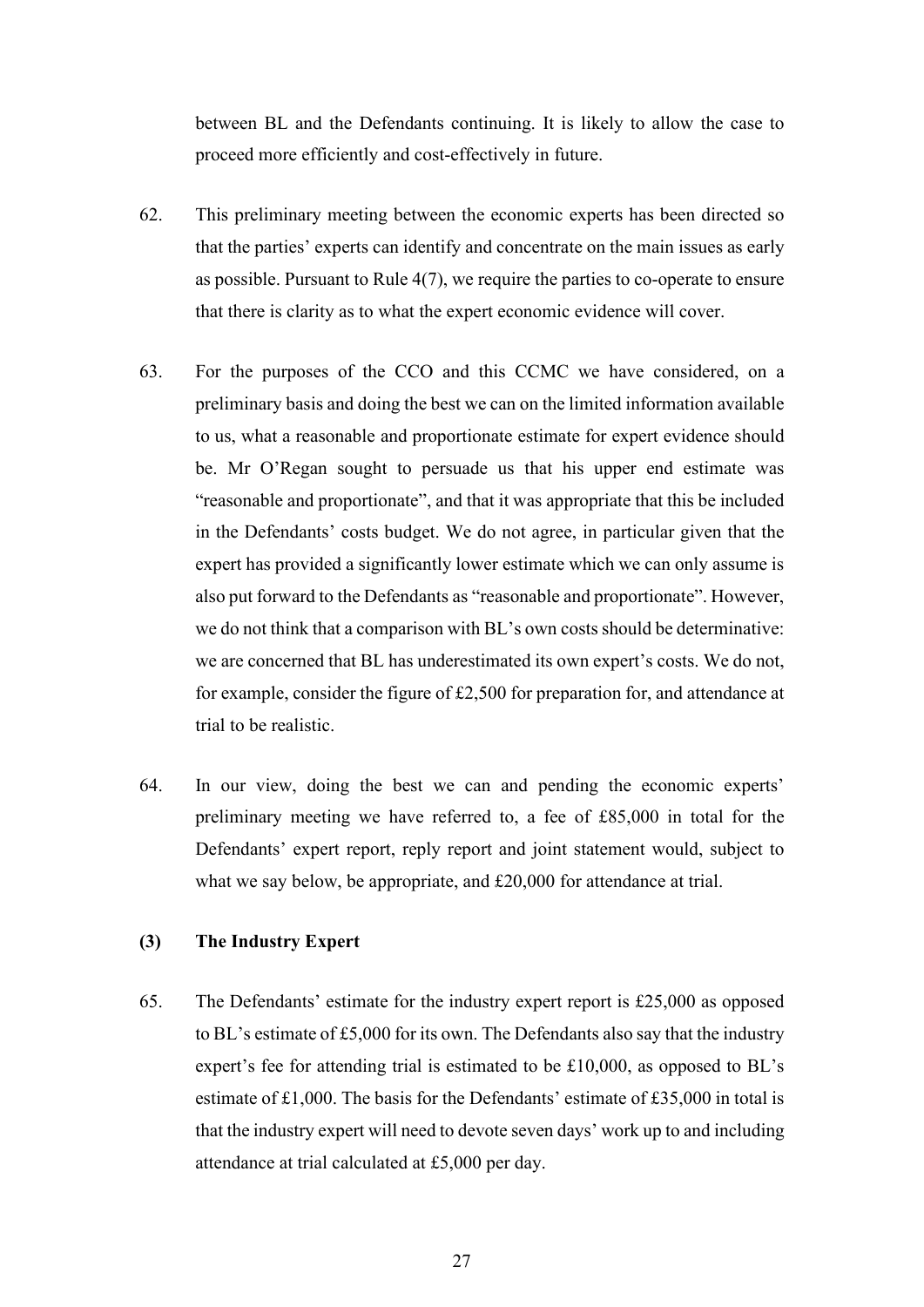between BL and the Defendants continuing. It is likely to allow the case to proceed more efficiently and cost-effectively in future.

62. This preliminary meeting between the economic experts has been directed so that the parties' experts can identify and concentrate on the main issues as early as possible. Pursuant to Rule 4(7), we require the parties to co-operate to ensure that there is clarity as to what the expert economic evidence will cover.

63. For the purposes of the CCO and this CCMC we have considered, on a preliminary basis and doing the best we can on the limited information available to us, what a reasonable and proportionate estimate for expert evidence should be. Mr O'Regan sought to persuade us that his upper end estimate was "reasonable and proportionate", and that it was appropriate that this be included in the Defendants' costs budget. We do not agree, in particular given that the expert has provided a significantly lower estimate which we can only assume is also put forward to the Defendants as "reasonable and proportionate". However, we do not think that a comparison with BL's own costs should be determinative: we are concerned that BL has underestimated its own expert's costs. We do not, for example, consider the figure of £2,500 for preparation for, and attendance at trial to be realistic.

64. In our view, doing the best we can and pending the economic experts' preliminary meeting we have referred to, a fee of £85,000 in total for the Defendants' expert report, reply report and joint statement would, subject to what we say below, be appropriate, and £20,000 for attendance at trial.

### (3) The Industry Expert

65. The Defendants' estimate for the industry expert report is £25,000 as opposed to BL's estimate of £5,000 for its own. The Defendants also say that the industry expert's fee for attending trial is estimated to be £10,000, as opposed to BL's estimate of £1,000. The basis for the Defendants' estimate of £35,000 in total is that the industry expert will need to devote seven days' work up to and including attendance at trial calculated at £5,000 per day.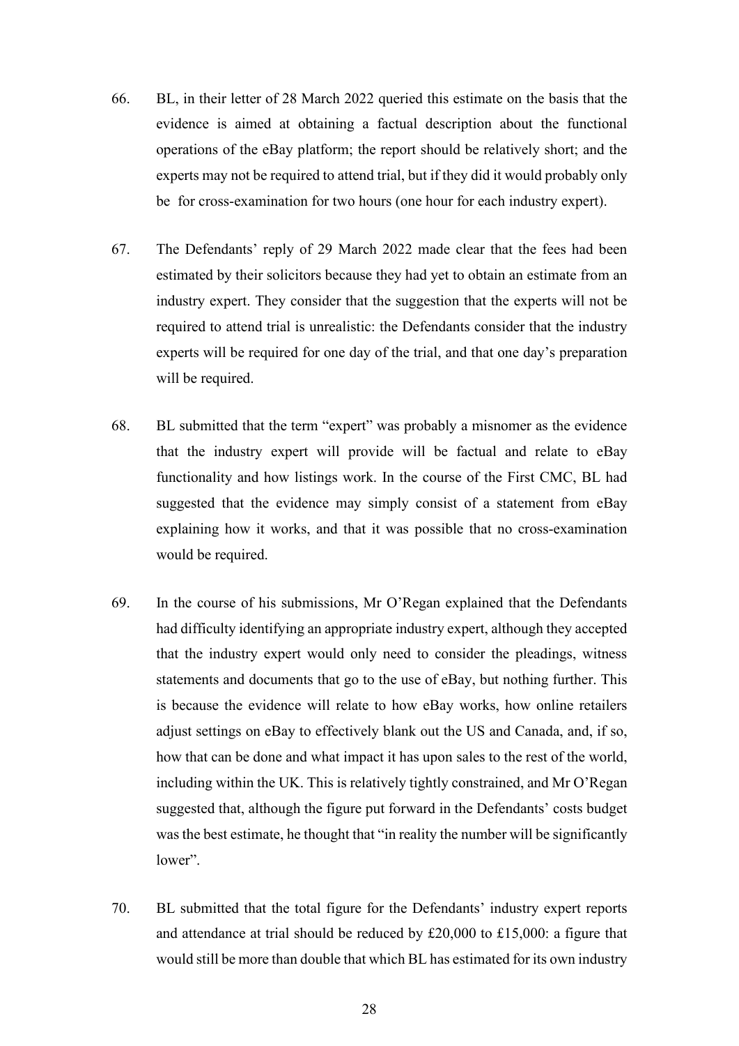66. BL, in their letter of 28 March 2022 queried this estimate on the basis that the evidence is aimed at obtaining a factual description about the functional operations of the eBay platform; the report should be relatively short; and the experts may not be required to attend trial, but if they did it would probably only be for cross-examination for two hours (one hour for each industry expert).

67. The Defendants' reply of 29 March 2022 made clear that the fees had been estimated by their solicitors because they had yet to obtain an estimate from an industry expert. They consider that the suggestion that the experts will not be required to attend trial is unrealistic: the Defendants consider that the industry experts will be required for one day of the trial, and that one day's preparation will be required.

68. BL submitted that the term "expert" was probably a misnomer as the evidence that the industry expert will provide will be factual and relate to eBay functionality and how listings work. In the course of the First CMC, BL had suggested that the evidence may simply consist of a statement from eBay explaining how it works, and that it was possible that no cross-examination would be required.

69. In the course of his submissions, Mr O'Regan explained that the Defendants had difficulty identifying an appropriate industry expert, although they accepted that the industry expert would only need to consider the pleadings, witness statements and documents that go to the use of eBay, but nothing further. This is because the evidence will relate to how eBay works, how online retailers adjust settings on eBay to effectively blank out the US and Canada, and, if so, how that can be done and what impact it has upon sales to the rest of the world, including within the UK. This is relatively tightly constrained, and Mr O'Regan suggested that, although the figure put forward in the Defendants' costs budget was the best estimate, he thought that "in reality the number will be significantly lower".

70. BL submitted that the total figure for the Defendants' industry expert reports and attendance at trial should be reduced by £20,000 to £15,000: a figure that would still be more than double that which BL has estimated for its own industry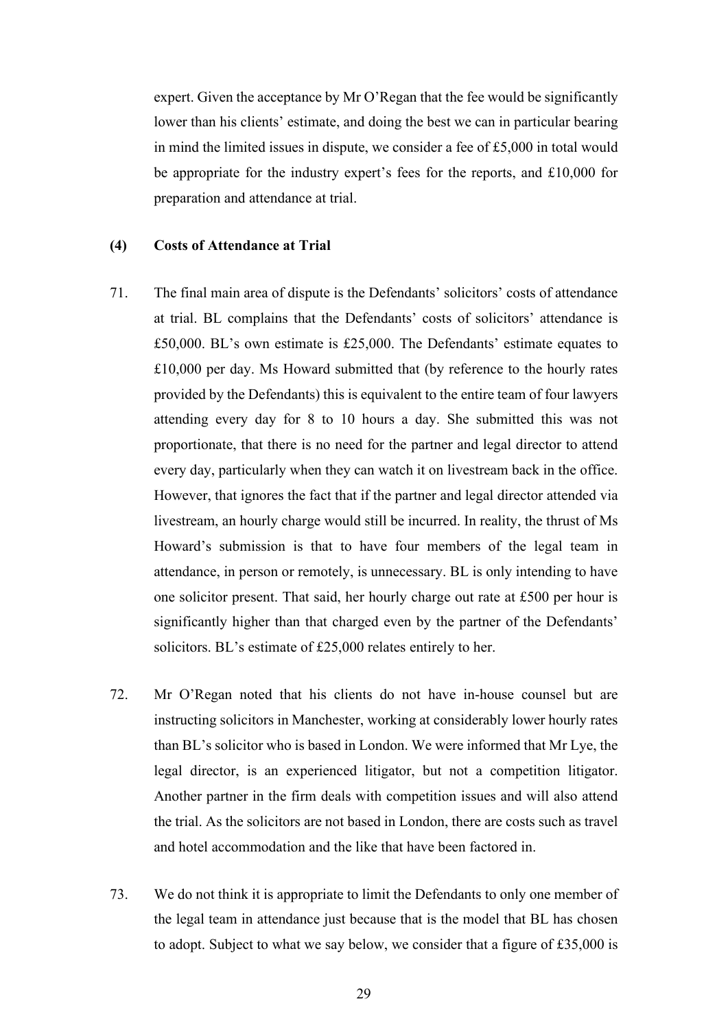expert. Given the acceptance by Mr O'Regan that the fee would be significantly lower than his clients' estimate, and doing the best we can in particular bearing in mind the limited issues in dispute, we consider a fee of £5,000 in total would be appropriate for the industry expert's fees for the reports, and £10,000 for preparation and attendance at trial.

**(4) Costs of Attendance at Trial**

71. The final main area of dispute is the Defendants' solicitors' costs of attendance at trial. BL complains that the Defendants' costs of solicitors' attendance is £50,000. BL's own estimate is £25,000. The Defendants' estimate equates to £10,000 per day. Ms Howard submitted that (by reference to the hourly rates provided by the Defendants) this is equivalent to the entire team of four lawyers attending every day for 8 to 10 hours a day. She submitted this was not proportionate, that there is no need for the partner and legal director to attend every day, particularly when they can watch it on livestream back in the office. However, that ignores the fact that if the partner and legal director attended via livestream, an hourly charge would still be incurred. In reality, the thrust of Ms Howard's submission is that to have four members of the legal team in attendance, in person or remotely, is unnecessary. BL is only intending to have one solicitor present. That said, her hourly charge out rate at £500 per hour is significantly higher than that charged even by the partner of the Defendants' solicitors. BL's estimate of £25,000 relates entirely to her.

72. Mr O'Regan noted that his clients do not have in-house counsel but are instructing solicitors in Manchester, working at considerably lower hourly rates than BL's solicitor who is based in London. We were informed that Mr Lye, the legal director, is an experienced litigator, but not a competition litigator. Another partner in the firm deals with competition issues and will also attend the trial. As the solicitors are not based in London, there are costs such as travel and hotel accommodation and the like that have been factored in.

73. We do not think it is appropriate to limit the Defendants to only one member of the legal team in attendance just because that is the model that BL has chosen to adopt. Subject to what we say below, we consider that a figure of £35,000 is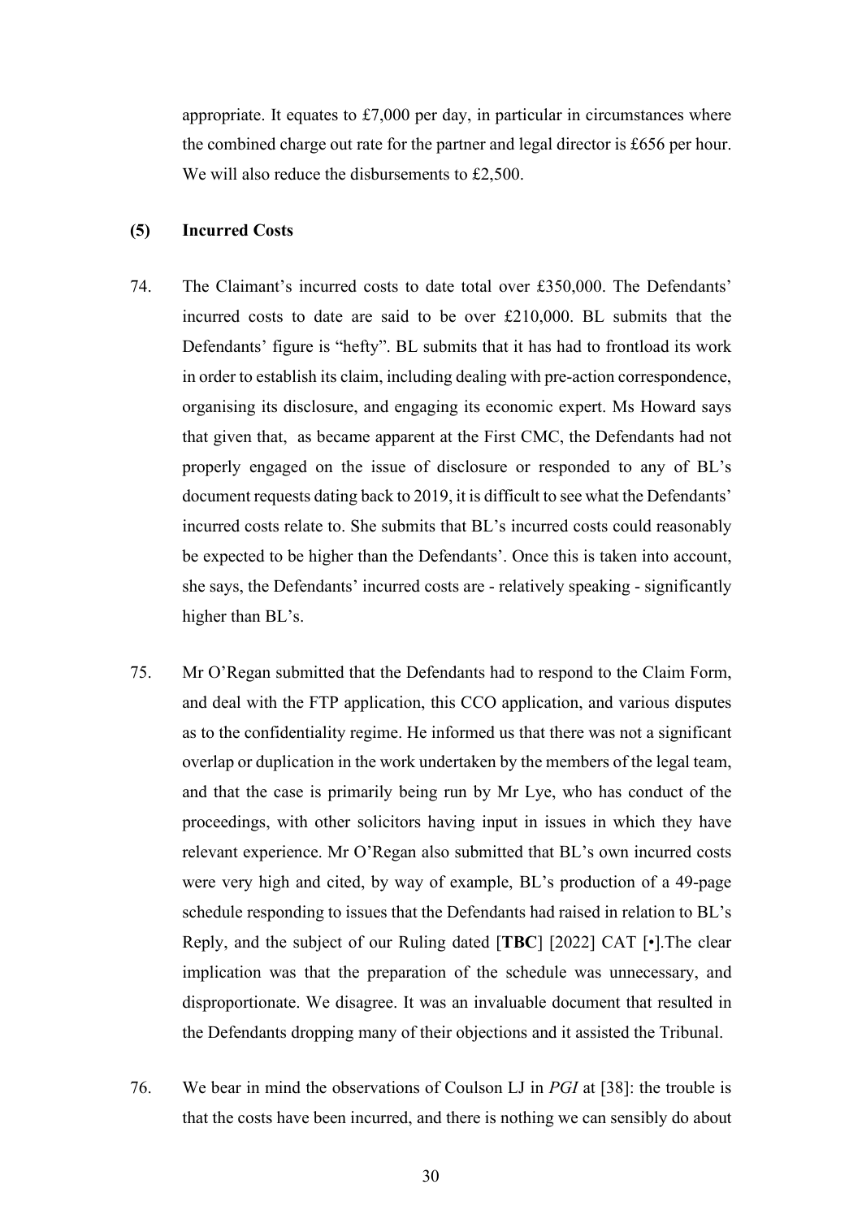appropriate. It equates to £7,000 per day, in particular in circumstances where the combined charge out rate for the partner and legal director is £656 per hour. We will also reduce the disbursements to £2,500.

**(5) Incurred Costs**

74. The Claimant's incurred costs to date total over £350,000. The Defendants' incurred costs to date are said to be over £210,000. BL submits that the Defendants' figure is "hefty". BL submits that it has had to frontload its work in order to establish its claim, including dealing with pre-action correspondence, organising its disclosure, and engaging its economic expert. Ms Howard says that given that, as became apparent at the First CMC, the Defendants had not properly engaged on the issue of disclosure or responded to any of BL's document requests dating back to 2019, it is difficult to see what the Defendants' incurred costs relate to. She submits that BL's incurred costs could reasonably be expected to be higher than the Defendants'. Once this is taken into account, she says, the Defendants' incurred costs are - relatively speaking - significantly higher than BL's.

75. Mr O'Regan submitted that the Defendants had to respond to the Claim Form, and deal with the FTP application, this CCO application, and various disputes as to the confidentiality regime. He informed us that there was not a significant overlap or duplication in the work undertaken by the members of the legal team, and that the case is primarily being run by Mr Lye, who has conduct of the proceedings, with other solicitors having input in issues in which they have relevant experience. Mr O'Regan also submitted that BL's own incurred costs were very high and cited, by way of example, BL's production of a 49-page schedule responding to issues that the Defendants had raised in relation to BL's Reply, and the subject of our Ruling dated [**TBC**] [2022] CAT [•].The clear implication was that the preparation of the schedule was unnecessary, and disproportionate. We disagree. It was an invaluable document that resulted in the Defendants dropping many of their objections and it assisted the Tribunal.

76. We bear in mind the observations of Coulson LJ in *PGI* at [38]: the trouble is that the costs have been incurred, and there is nothing we can sensibly do about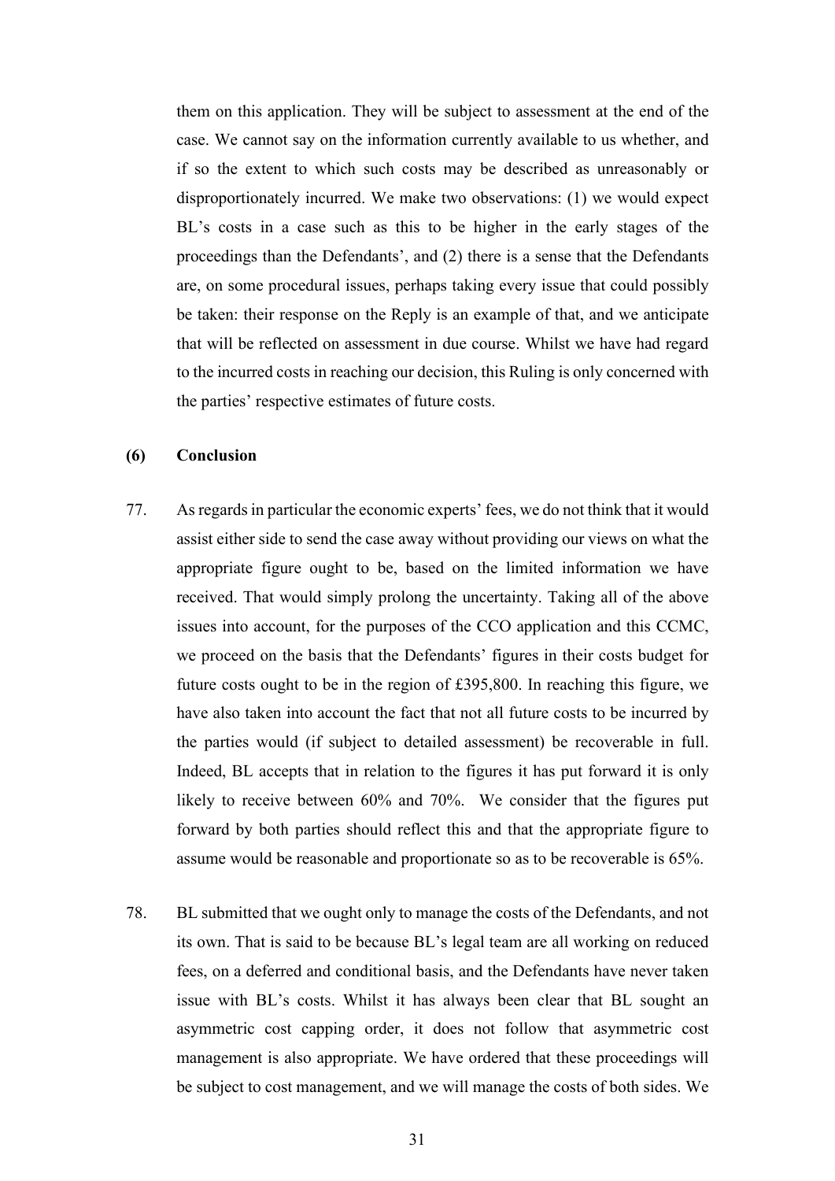them on this application. They will be subject to assessment at the end of the case. We cannot say on the information currently available to us whether, and if so the extent to which such costs may be described as unreasonably or disproportionately incurred. We make two observations: (1) we would expect BL's costs in a case such as this to be higher in the early stages of the proceedings than the Defendants', and (2) there is a sense that the Defendants are, on some procedural issues, perhaps taking every issue that could possibly be taken: their response on the Reply is an example of that, and we anticipate that will be reflected on assessment in due course. Whilst we have had regard to the incurred costs in reaching our decision, this Ruling is only concerned with the parties' respective estimates of future costs.

**(6) Conclusion**

77. As regards in particular the economic experts' fees, we do not think that it would assist either side to send the case away without providing our views on what the appropriate figure ought to be, based on the limited information we have received. That would simply prolong the uncertainty. Taking all of the above issues into account, for the purposes of the CCO application and this CCMC, we proceed on the basis that the Defendants' figures in their costs budget for future costs ought to be in the region of £395,800. In reaching this figure, we have also taken into account the fact that not all future costs to be incurred by the parties would (if subject to detailed assessment) be recoverable in full. Indeed, BL accepts that in relation to the figures it has put forward it is only likely to receive between 60% and 70%. We consider that the figures put forward by both parties should reflect this and that the appropriate figure to assume would be reasonable and proportionate so as to be recoverable is 65%.

78. BL submitted that we ought only to manage the costs of the Defendants, and not its own. That is said to be because BL's legal team are all working on reduced fees, on a deferred and conditional basis, and the Defendants have never taken issue with BL's costs. Whilst it has always been clear that BL sought an asymmetric cost capping order, it does not follow that asymmetric cost management is also appropriate. We have ordered that these proceedings will be subject to cost management, and we will manage the costs of both sides. We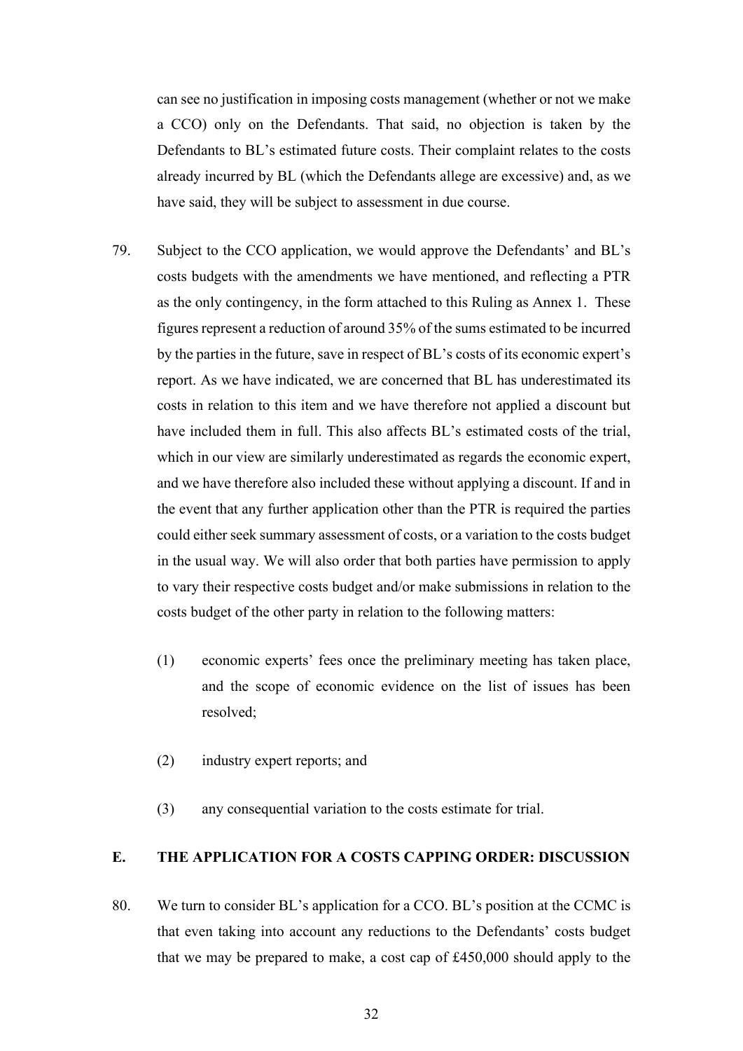can see no justification in imposing costs management (whether or not we make a CCO) only on the Defendants. That said, no objection is taken by the Defendants to BL's estimated future costs. Their complaint relates to the costs already incurred by BL (which the Defendants allege are excessive) and, as we have said, they will be subject to assessment in due course.

79. Subject to the CCO application, we would approve the Defendants' and BL's costs budgets with the amendments we have mentioned, and reflecting a PTR as the only contingency, in the form attached to this Ruling as Annex 1. These figures represent a reduction of around 35% of the sums estimated to be incurred by the parties in the future, save in respect of BL's costs of its economic expert's report. As we have indicated, we are concerned that BL has underestimated its costs in relation to this item and we have therefore not applied a discount but have included them in full. This also affects BL's estimated costs of the trial, which in our view are similarly underestimated as regards the economic expert, and we have therefore also included these without applying a discount. If and in the event that any further application other than the PTR is required the parties could either seek summary assessment of costs, or a variation to the costs budget in the usual way. We will also order that both parties have permission to apply to vary their respective costs budget and/or make submissions in relation to the costs budget of the other party in relation to the following matters:

    (1) economic experts' fees once the preliminary meeting has taken place, and the scope of economic evidence on the list of issues has been resolved;

    (2) industry expert reports; and

    (3) any consequential variation to the costs estimate for trial.

## E. THE APPLICATION FOR A COSTS CAPPING ORDER: DISCUSSION

80. We turn to consider BL's application for a CCO. BL's position at the CCMC is that even taking into account any reductions to the Defendants' costs budget that we may be prepared to make, a cost cap of £450,000 should apply to the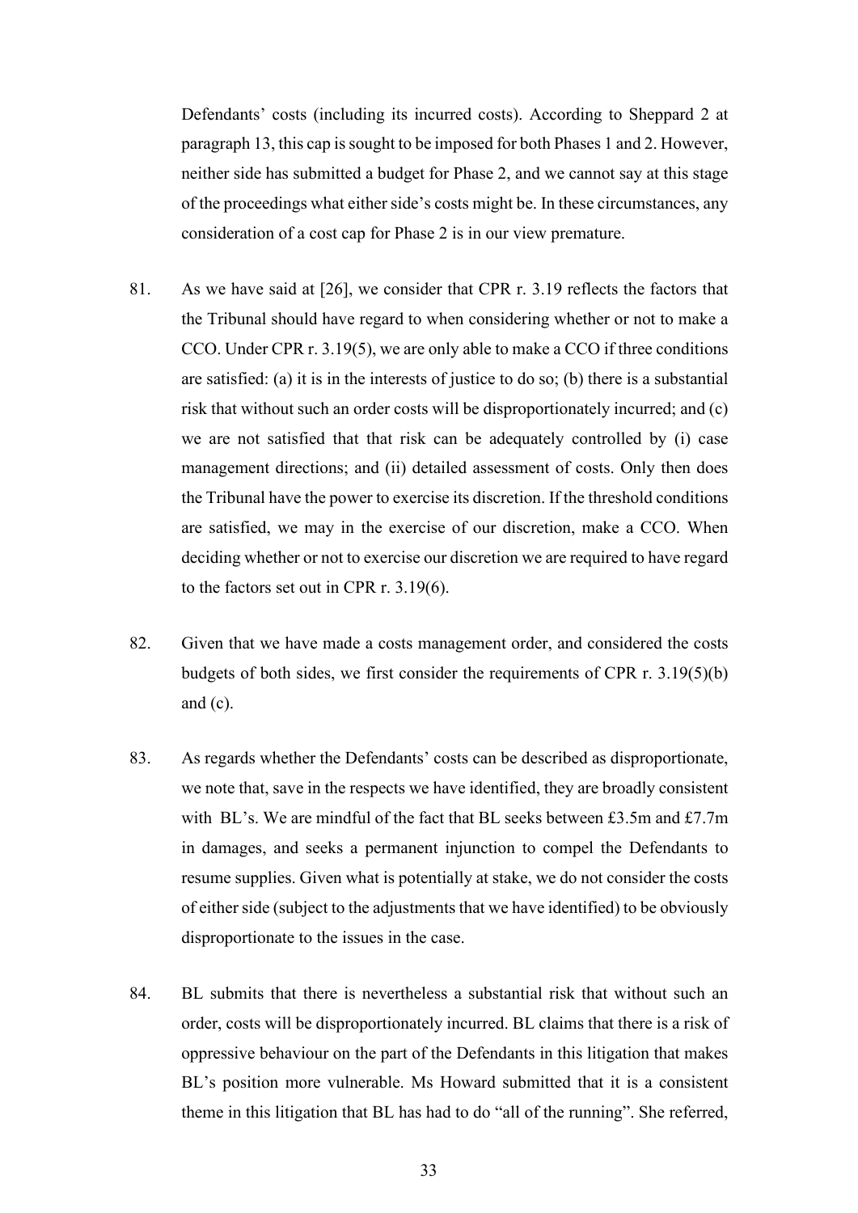Defendants' costs (including its incurred costs). According to Sheppard 2 at paragraph 13, this cap is sought to be imposed for both Phases 1 and 2. However, neither side has submitted a budget for Phase 2, and we cannot say at this stage of the proceedings what either side's costs might be. In these circumstances, any consideration of a cost cap for Phase 2 is in our view premature.

81. As we have said at [26], we consider that CPR r. 3.19 reflects the factors that the Tribunal should have regard to when considering whether or not to make a CCO. Under CPR r. 3.19(5), we are only able to make a CCO if three conditions are satisfied: (a) it is in the interests of justice to do so; (b) there is a substantial risk that without such an order costs will be disproportionately incurred; and (c) we are not satisfied that that risk can be adequately controlled by (i) case management directions; and (ii) detailed assessment of costs. Only then does the Tribunal have the power to exercise its discretion. If the threshold conditions are satisfied, we may in the exercise of our discretion, make a CCO. When deciding whether or not to exercise our discretion we are required to have regard to the factors set out in CPR r. 3.19(6).

82. Given that we have made a costs management order, and considered the costs budgets of both sides, we first consider the requirements of CPR r. 3.19(5)(b) and (c).

83. As regards whether the Defendants' costs can be described as disproportionate, we note that, save in the respects we have identified, they are broadly consistent with BL's. We are mindful of the fact that BL seeks between £3.5m and £7.7m in damages, and seeks a permanent injunction to compel the Defendants to resume supplies. Given what is potentially at stake, we do not consider the costs of either side (subject to the adjustments that we have identified) to be obviously disproportionate to the issues in the case.

84. BL submits that there is nevertheless a substantial risk that without such an order, costs will be disproportionately incurred. BL claims that there is a risk of oppressive behaviour on the part of the Defendants in this litigation that makes BL's position more vulnerable. Ms Howard submitted that it is a consistent theme in this litigation that BL has had to do "all of the running". She referred,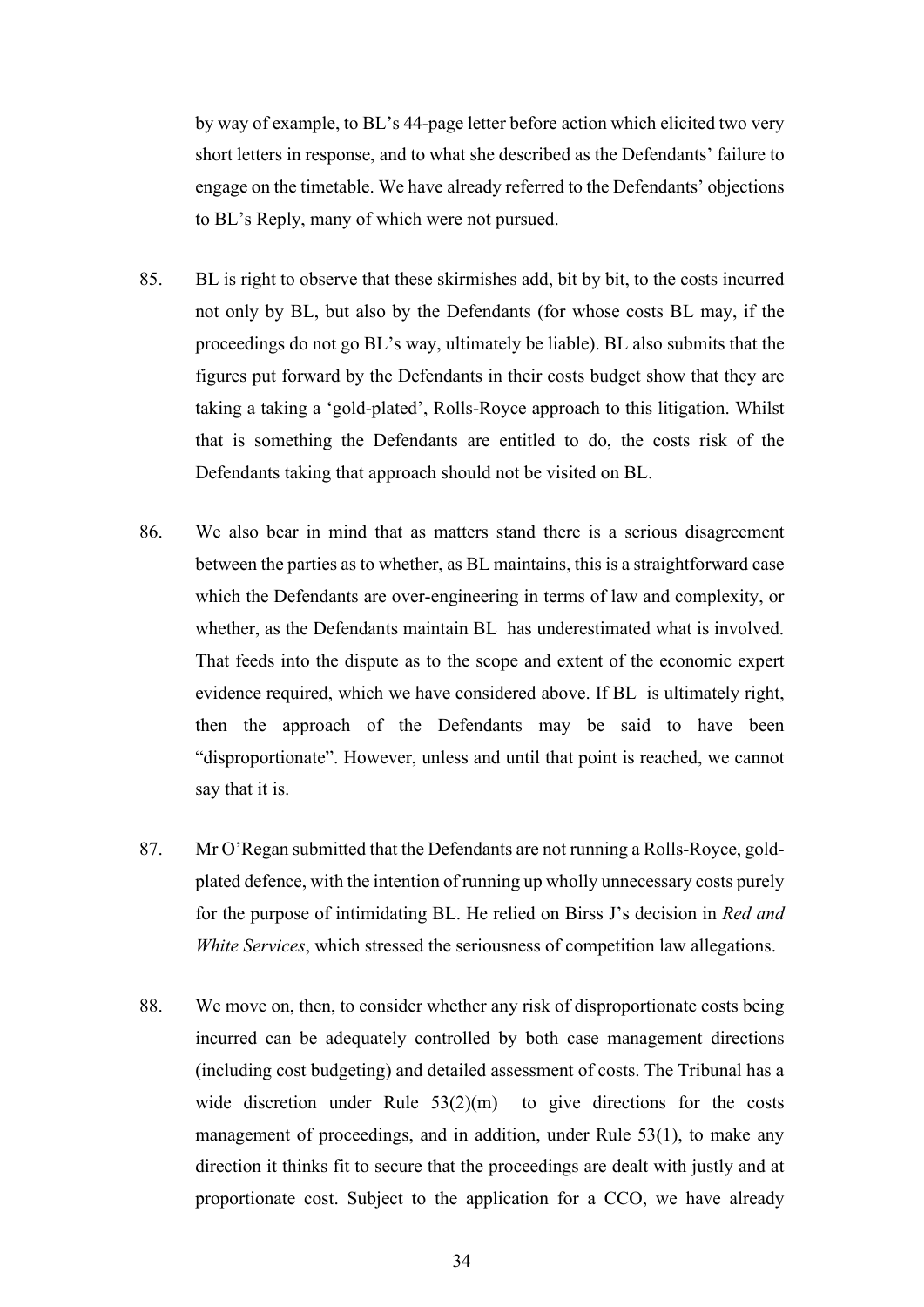by way of example, to BL's 44-page letter before action which elicited two very short letters in response, and to what she described as the Defendants' failure to engage on the timetable. We have already referred to the Defendants' objections to BL's Reply, many of which were not pursued.

85. BL is right to observe that these skirmishes add, bit by bit, to the costs incurred not only by BL, but also by the Defendants (for whose costs BL may, if the proceedings do not go BL's way, ultimately be liable). BL also submits that the figures put forward by the Defendants in their costs budget show that they are taking a taking a 'gold-plated', Rolls-Royce approach to this litigation. Whilst that is something the Defendants are entitled to do, the costs risk of the Defendants taking that approach should not be visited on BL.

86. We also bear in mind that as matters stand there is a serious disagreement between the parties as to whether, as BL maintains, this is a straightforward case which the Defendants are over-engineering in terms of law and complexity, or whether, as the Defendants maintain BL has underestimated what is involved. That feeds into the dispute as to the scope and extent of the economic expert evidence required, which we have considered above. If BL is ultimately right, then the approach of the Defendants may be said to have been "disproportionate". However, unless and until that point is reached, we cannot say that it is.

87. Mr O'Regan submitted that the Defendants are not running a Rolls-Royce, gold-plated defence, with the intention of running up wholly unnecessary costs purely for the purpose of intimidating BL. He relied on Birss J's decision in *Red and White Services*, which stressed the seriousness of competition law allegations.

88. We move on, then, to consider whether any risk of disproportionate costs being incurred can be adequately controlled by both case management directions (including cost budgeting) and detailed assessment of costs. The Tribunal has a wide discretion under Rule 53(2)(m) to give directions for the costs management of proceedings, and in addition, under Rule 53(1), to make any direction it thinks fit to secure that the proceedings are dealt with justly and at proportionate cost. Subject to the application for a CCO, we have already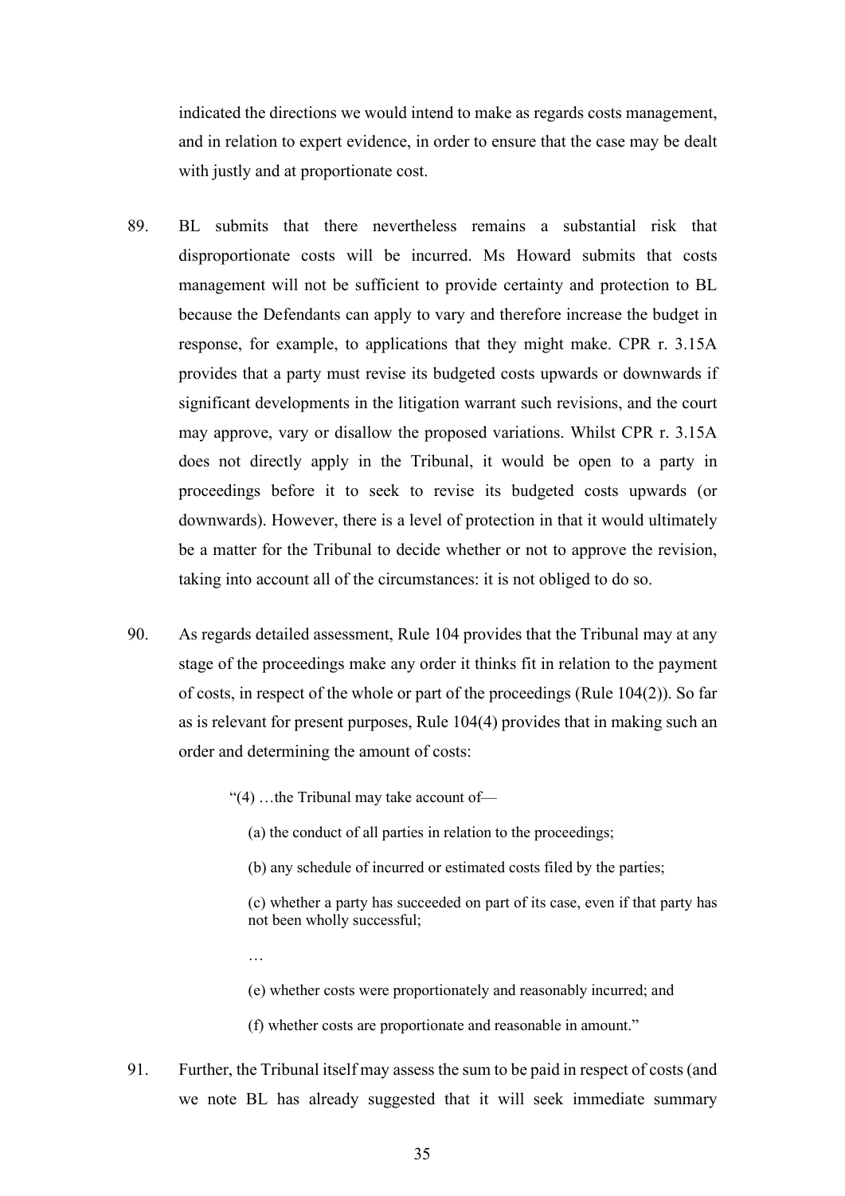indicated the directions we would intend to make as regards costs management, and in relation to expert evidence, in order to ensure that the case may be dealt with justly and at proportionate cost.

89. BL submits that there nevertheless remains a substantial risk that disproportionate costs will be incurred. Ms Howard submits that costs management will not be sufficient to provide certainty and protection to BL because the Defendants can apply to vary and therefore increase the budget in response, for example, to applications that they might make. CPR r. 3.15A provides that a party must revise its budgeted costs upwards or downwards if significant developments in the litigation warrant such revisions, and the court may approve, vary or disallow the proposed variations. Whilst CPR r. 3.15A does not directly apply in the Tribunal, it would be open to a party in proceedings before it to seek to revise its budgeted costs upwards (or downwards). However, there is a level of protection in that it would ultimately be a matter for the Tribunal to decide whether or not to approve the revision, taking into account all of the circumstances: it is not obliged to do so.

90. As regards detailed assessment, Rule 104 provides that the Tribunal may at any stage of the proceedings make any order it thinks fit in relation to the payment of costs, in respect of the whole or part of the proceedings (Rule 104(2)). So far as is relevant for present purposes, Rule 104(4) provides that in making such an order and determining the amount of costs:

> "(4) …the Tribunal may take account of—
>
> (a) the conduct of all parties in relation to the proceedings;
>
> (b) any schedule of incurred or estimated costs filed by the parties;
>
> (c) whether a party has succeeded on part of its case, even if that party has not been wholly successful;
>
> …
>
> (e) whether costs were proportionately and reasonably incurred; and
>
> (f) whether costs are proportionate and reasonable in amount."

91. Further, the Tribunal itself may assess the sum to be paid in respect of costs (and we note BL has already suggested that it will seek immediate summary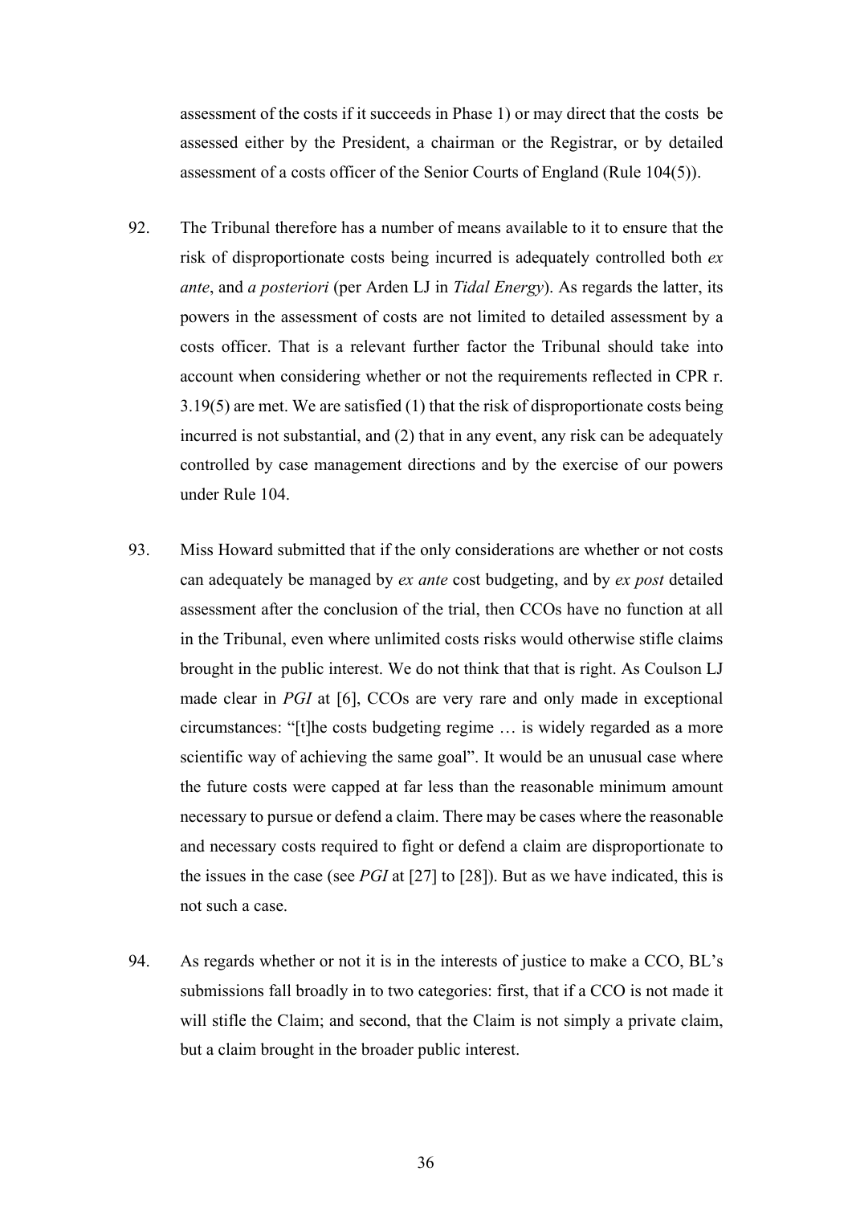assessment of the costs if it succeeds in Phase 1) or may direct that the costs be assessed either by the President, a chairman or the Registrar, or by detailed assessment of a costs officer of the Senior Courts of England (Rule 104(5)).

92. The Tribunal therefore has a number of means available to it to ensure that the risk of disproportionate costs being incurred is adequately controlled both *ex ante*, and *a posteriori* (per Arden LJ in *Tidal Energy*). As regards the latter, its powers in the assessment of costs are not limited to detailed assessment by a costs officer. That is a relevant further factor the Tribunal should take into account when considering whether or not the requirements reflected in CPR r. 3.19(5) are met. We are satisfied (1) that the risk of disproportionate costs being incurred is not substantial, and (2) that in any event, any risk can be adequately controlled by case management directions and by the exercise of our powers under Rule 104.

93. Miss Howard submitted that if the only considerations are whether or not costs can adequately be managed by *ex ante* cost budgeting, and by *ex post* detailed assessment after the conclusion of the trial, then CCOs have no function at all in the Tribunal, even where unlimited costs risks would otherwise stifle claims brought in the public interest. We do not think that that is right. As Coulson LJ made clear in *PGI* at [6], CCOs are very rare and only made in exceptional circumstances: "[t]he costs budgeting regime … is widely regarded as a more scientific way of achieving the same goal". It would be an unusual case where the future costs were capped at far less than the reasonable minimum amount necessary to pursue or defend a claim. There may be cases where the reasonable and necessary costs required to fight or defend a claim are disproportionate to the issues in the case (see *PGI* at [27] to [28]). But as we have indicated, this is not such a case.

94. As regards whether or not it is in the interests of justice to make a CCO, BL's submissions fall broadly in to two categories: first, that if a CCO is not made it will stifle the Claim; and second, that the Claim is not simply a private claim, but a claim brought in the broader public interest.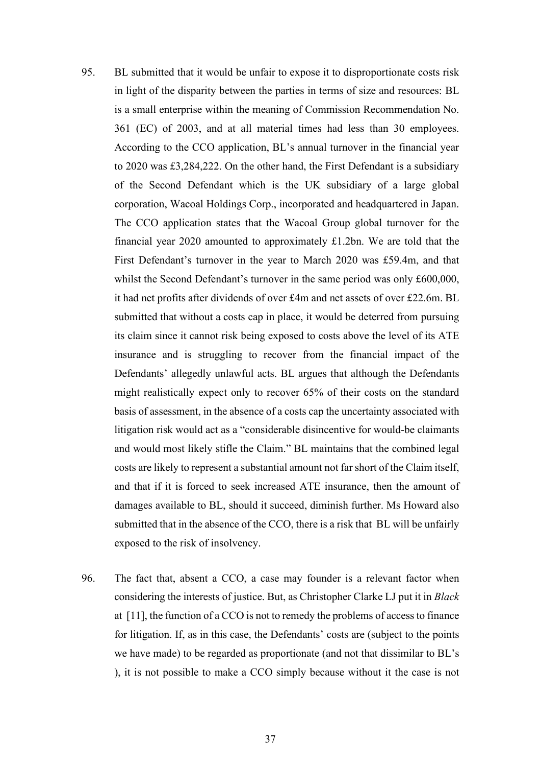95. BL submitted that it would be unfair to expose it to disproportionate costs risk in light of the disparity between the parties in terms of size and resources: BL is a small enterprise within the meaning of Commission Recommendation No. 361 (EC) of 2003, and at all material times had less than 30 employees. According to the CCO application, BL's annual turnover in the financial year to 2020 was £3,284,222. On the other hand, the First Defendant is a subsidiary of the Second Defendant which is the UK subsidiary of a large global corporation, Wacoal Holdings Corp., incorporated and headquartered in Japan. The CCO application states that the Wacoal Group global turnover for the financial year 2020 amounted to approximately £1.2bn. We are told that the First Defendant's turnover in the year to March 2020 was £59.4m, and that whilst the Second Defendant's turnover in the same period was only £600,000, it had net profits after dividends of over £4m and net assets of over £22.6m. BL submitted that without a costs cap in place, it would be deterred from pursuing its claim since it cannot risk being exposed to costs above the level of its ATE insurance and is struggling to recover from the financial impact of the Defendants' allegedly unlawful acts. BL argues that although the Defendants might realistically expect only to recover 65% of their costs on the standard basis of assessment, in the absence of a costs cap the uncertainty associated with litigation risk would act as a "considerable disincentive for would-be claimants and would most likely stifle the Claim." BL maintains that the combined legal costs are likely to represent a substantial amount not far short of the Claim itself, and that if it is forced to seek increased ATE insurance, then the amount of damages available to BL, should it succeed, diminish further. Ms Howard also submitted that in the absence of the CCO, there is a risk that BL will be unfairly exposed to the risk of insolvency.

96. The fact that, absent a CCO, a case may founder is a relevant factor when considering the interests of justice. But, as Christopher Clarke LJ put it in *Black* at [11], the function of a CCO is not to remedy the problems of access to finance for litigation. If, as in this case, the Defendants' costs are (subject to the points we have made) to be regarded as proportionate (and not that dissimilar to BL's ), it is not possible to make a CCO simply because without it the case is not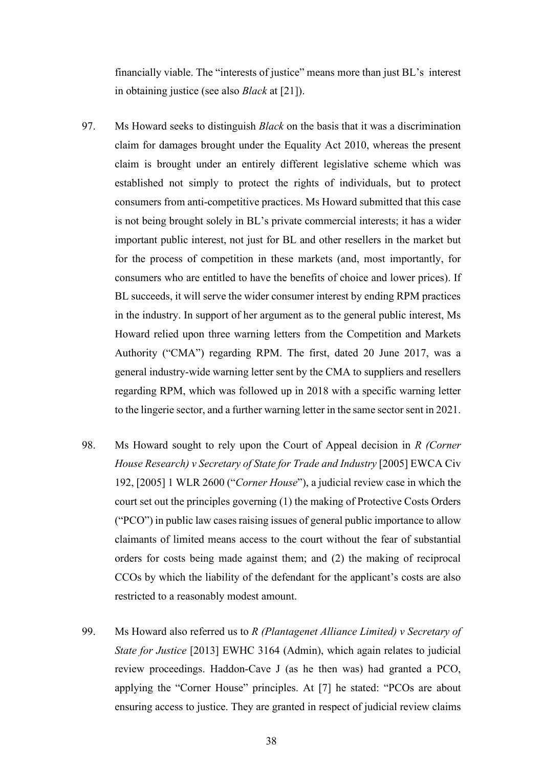financially viable. The "interests of justice" means more than just BL's interest in obtaining justice (see also *Black* at [21]).

97. Ms Howard seeks to distinguish *Black* on the basis that it was a discrimination claim for damages brought under the Equality Act 2010, whereas the present claim is brought under an entirely different legislative scheme which was established not simply to protect the rights of individuals, but to protect consumers from anti-competitive practices. Ms Howard submitted that this case is not being brought solely in BL's private commercial interests; it has a wider important public interest, not just for BL and other resellers in the market but for the process of competition in these markets (and, most importantly, for consumers who are entitled to have the benefits of choice and lower prices). If BL succeeds, it will serve the wider consumer interest by ending RPM practices in the industry. In support of her argument as to the general public interest, Ms Howard relied upon three warning letters from the Competition and Markets Authority ("CMA") regarding RPM. The first, dated 20 June 2017, was a general industry-wide warning letter sent by the CMA to suppliers and resellers regarding RPM, which was followed up in 2018 with a specific warning letter to the lingerie sector, and a further warning letter in the same sector sent in 2021.

98. Ms Howard sought to rely upon the Court of Appeal decision in *R (Corner House Research) v Secretary of State for Trade and Industry* [2005] EWCA Civ 192, [2005] 1 WLR 2600 ("*Corner House*"), a judicial review case in which the court set out the principles governing (1) the making of Protective Costs Orders ("PCO") in public law cases raising issues of general public importance to allow claimants of limited means access to the court without the fear of substantial orders for costs being made against them; and (2) the making of reciprocal CCOs by which the liability of the defendant for the applicant's costs are also restricted to a reasonably modest amount.

99. Ms Howard also referred us to *R (Plantagenet Alliance Limited) v Secretary of State for Justice* [2013] EWHC 3164 (Admin), which again relates to judicial review proceedings. Haddon-Cave J (as he then was) had granted a PCO, applying the "Corner House" principles. At [7] he stated: "PCOs are about ensuring access to justice. They are granted in respect of judicial review claims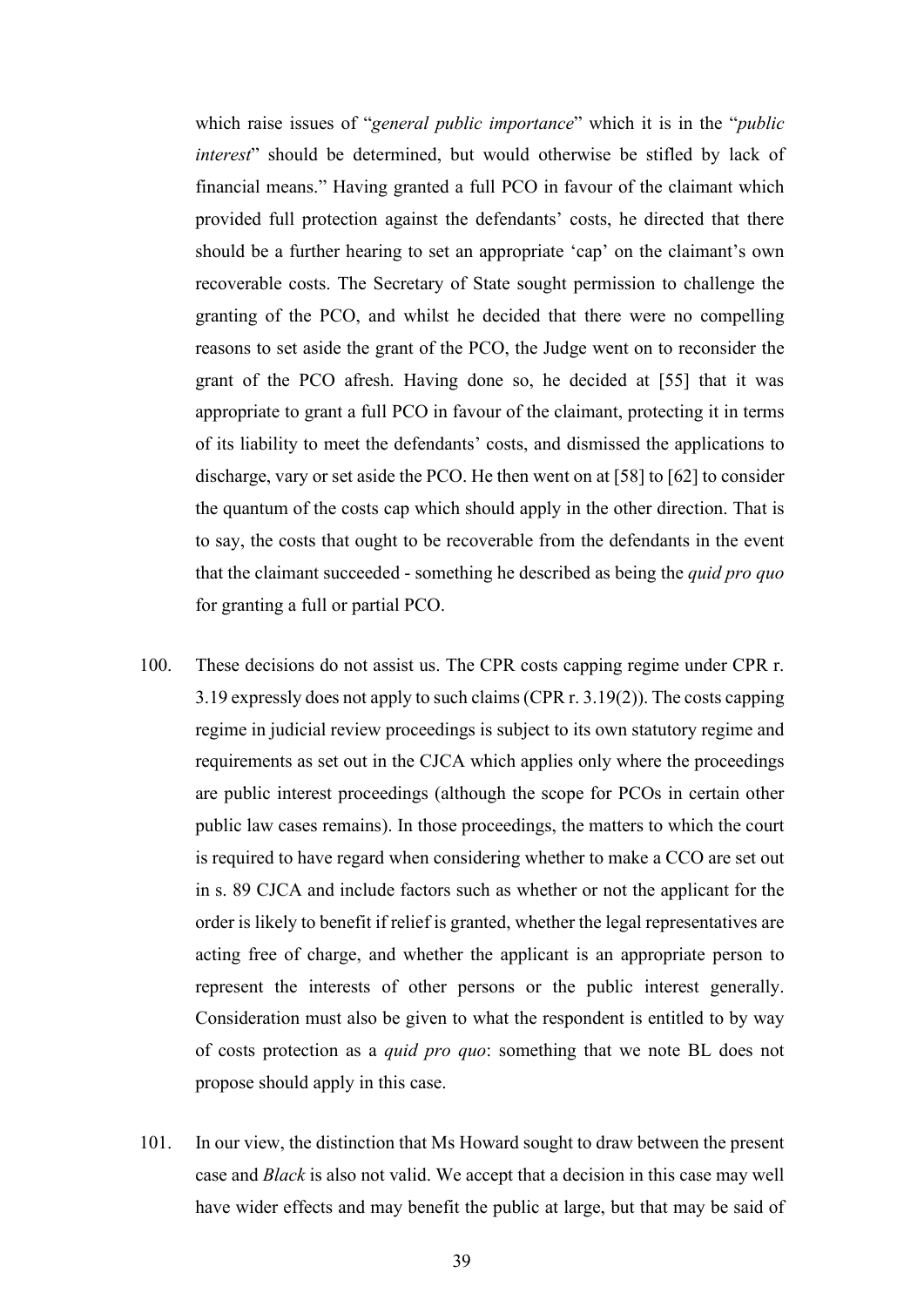which raise issues of "*general public importance*" which it is in the "*public interest*" should be determined, but would otherwise be stifled by lack of financial means." Having granted a full PCO in favour of the claimant which provided full protection against the defendants' costs, he directed that there should be a further hearing to set an appropriate 'cap' on the claimant's own recoverable costs. The Secretary of State sought permission to challenge the granting of the PCO, and whilst he decided that there were no compelling reasons to set aside the grant of the PCO, the Judge went on to reconsider the grant of the PCO afresh. Having done so, he decided at [55] that it was appropriate to grant a full PCO in favour of the claimant, protecting it in terms of its liability to meet the defendants' costs, and dismissed the applications to discharge, vary or set aside the PCO. He then went on at [58] to [62] to consider the quantum of the costs cap which should apply in the other direction. That is to say, the costs that ought to be recoverable from the defendants in the event that the claimant succeeded - something he described as being the *quid pro quo* for granting a full or partial PCO.

100. These decisions do not assist us. The CPR costs capping regime under CPR r. 3.19 expressly does not apply to such claims (CPR r. 3.19(2)). The costs capping regime in judicial review proceedings is subject to its own statutory regime and requirements as set out in the CJCA which applies only where the proceedings are public interest proceedings (although the scope for PCOs in certain other public law cases remains). In those proceedings, the matters to which the court is required to have regard when considering whether to make a CCO are set out in s. 89 CJCA and include factors such as whether or not the applicant for the order is likely to benefit if relief is granted, whether the legal representatives are acting free of charge, and whether the applicant is an appropriate person to represent the interests of other persons or the public interest generally. Consideration must also be given to what the respondent is entitled to by way of costs protection as a *quid pro quo*: something that we note BL does not propose should apply in this case.

101. In our view, the distinction that Ms Howard sought to draw between the present case and *Black* is also not valid. We accept that a decision in this case may well have wider effects and may benefit the public at large, but that may be said of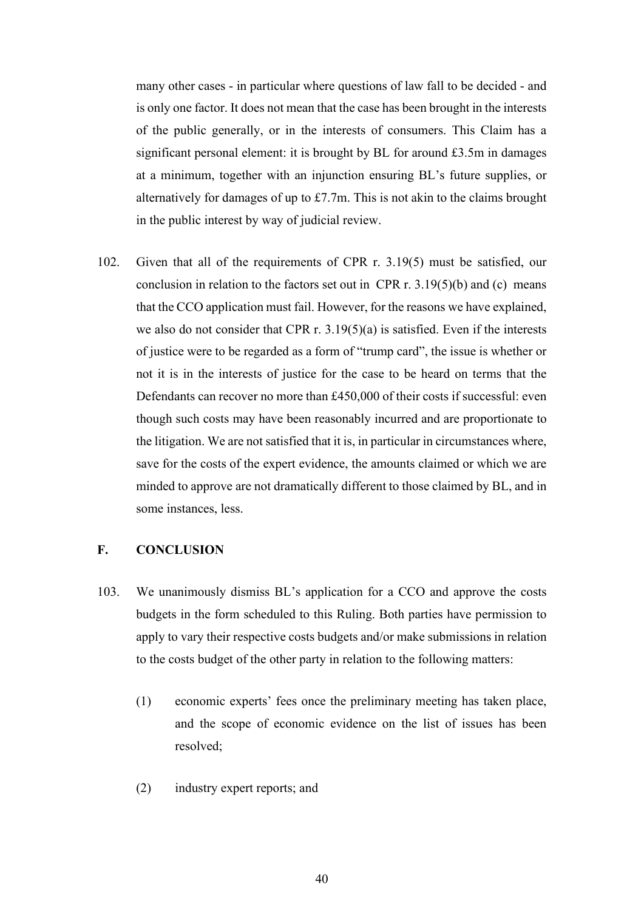many other cases - in particular where questions of law fall to be decided - and is only one factor. It does not mean that the case has been brought in the interests of the public generally, or in the interests of consumers. This Claim has a significant personal element: it is brought by BL for around £3.5m in damages at a minimum, together with an injunction ensuring BL's future supplies, or alternatively for damages of up to £7.7m. This is not akin to the claims brought in the public interest by way of judicial review.

102. Given that all of the requirements of CPR r. 3.19(5) must be satisfied, our conclusion in relation to the factors set out in CPR r. 3.19(5)(b) and (c) means that the CCO application must fail. However, for the reasons we have explained, we also do not consider that CPR r. 3.19(5)(a) is satisfied. Even if the interests of justice were to be regarded as a form of "trump card", the issue is whether or not it is in the interests of justice for the case to be heard on terms that the Defendants can recover no more than £450,000 of their costs if successful: even though such costs may have been reasonably incurred and are proportionate to the litigation. We are not satisfied that it is, in particular in circumstances where, save for the costs of the expert evidence, the amounts claimed or which we are minded to approve are not dramatically different to those claimed by BL, and in some instances, less.

## F. CONCLUSION

103. We unanimously dismiss BL's application for a CCO and approve the costs budgets in the form scheduled to this Ruling. Both parties have permission to apply to vary their respective costs budgets and/or make submissions in relation to the costs budget of the other party in relation to the following matters:

(1) economic experts' fees once the preliminary meeting has taken place, and the scope of economic evidence on the list of issues has been resolved;

(2) industry expert reports; and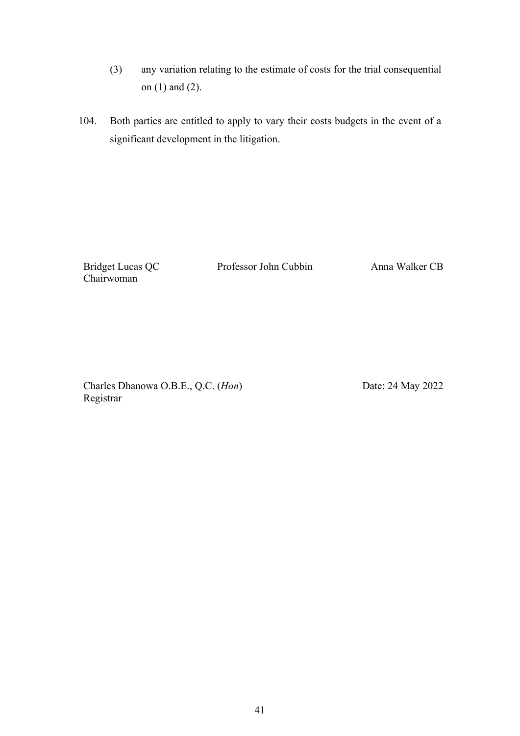(3) any variation relating to the estimate of costs for the trial consequential on (1) and (2).

104. Both parties are entitled to apply to vary their costs budgets in the event of a significant development in the litigation.

| Bridget Lucas QC<br>Chairwoman | Professor John Cubbin | Anna Walker CB |
|---|---|---|

Charles Dhanowa O.B.E., Q.C. (*Hon*)
Registrar

Date: 24 May 2022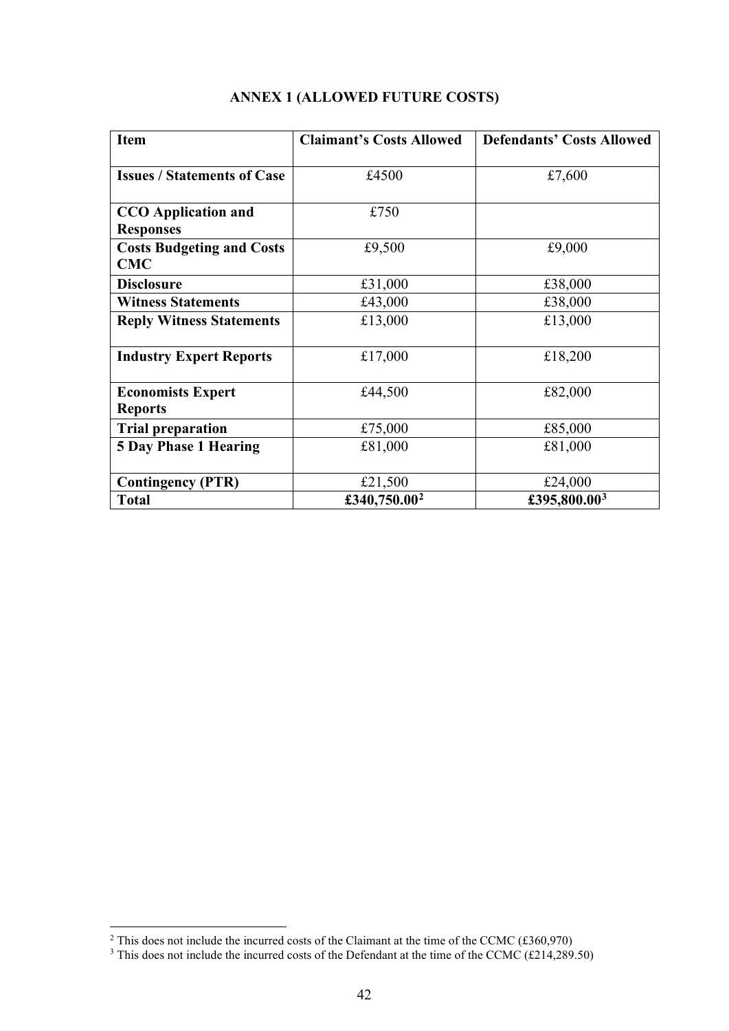# ANNEX 1 (ALLOWED FUTURE COSTS)

| Item | Claimant's Costs Allowed | Defendants' Costs Allowed |
|---|---|---|
| **Issues / Statements of Case** | £4500 | £7,600 |
| **CCO Application and Responses** | £750 | |
| **Costs Budgeting and Costs CMC** | £9,500 | £9,000 |
| **Disclosure** | £31,000 | £38,000 |
| **Witness Statements** | £43,000 | £38,000 |
| **Reply Witness Statements** | £13,000 | £13,000 |
| **Industry Expert Reports** | £17,000 | £18,200 |
| **Economists Expert Reports** | £44,500 | £82,000 |
| **Trial preparation** | £75,000 | £85,000 |
| **5 Day Phase 1 Hearing** | £81,000 | £81,000 |
| **Contingency (PTR)** | £21,500 | £24,000 |
| **Total** | **£340,750.00**[2] | **£395,800.00**[3] |

[2] This does not include the incurred costs of the Claimant at the time of the CCMC (£360,970)

[3] This does not include the incurred costs of the Defendant at the time of the CCMC (£214,289.50)